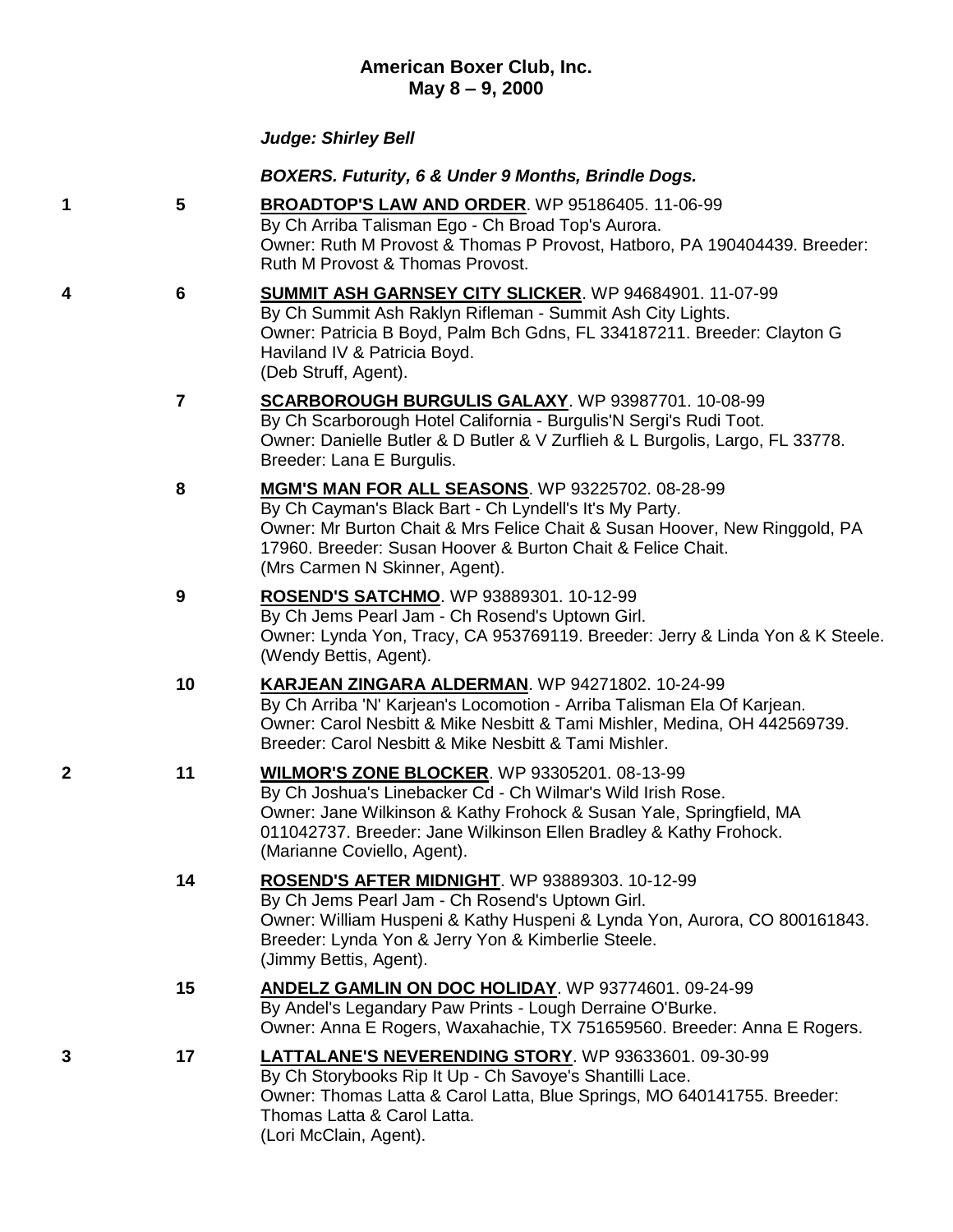## American Boxer Club, Inc.
## May 8 – 9, 2000

***Judge: Shirley Bell***

***BOXERS. Futurity, 6 & Under 9 Months, Brindle Dogs.***

**1** **5** **BROADTOP'S LAW AND ORDER**. WP 95186405. 11-06-99
By Ch Arriba Talisman Ego - Ch Broad Top's Aurora.
Owner: Ruth M Provost & Thomas P Provost, Hatboro, PA 190404439. Breeder: Ruth M Provost & Thomas Provost.

**4** **6** **SUMMIT ASH GARNSEY CITY SLICKER**. WP 94684901. 11-07-99
By Ch Summit Ash Raklyn Rifleman - Summit Ash City Lights.
Owner: Patricia B Boyd, Palm Bch Gdns, FL 334187211. Breeder: Clayton G Haviland IV & Patricia Boyd.
(Deb Struff, Agent).

**7** **SCARBOROUGH BURGULIS GALAXY**. WP 93987701. 10-08-99
By Ch Scarborough Hotel California - Burgulis'N Sergi's Rudi Toot.
Owner: Danielle Butler & D Butler & V Zurflieh & L Burgolis, Largo, FL 33778. Breeder: Lana E Burgulis.

**8** **MGM'S MAN FOR ALL SEASONS**. WP 93225702. 08-28-99
By Ch Cayman's Black Bart - Ch Lyndell's It's My Party.
Owner: Mr Burton Chait & Mrs Felice Chait & Susan Hoover, New Ringgold, PA 17960. Breeder: Susan Hoover & Burton Chait & Felice Chait.
(Mrs Carmen N Skinner, Agent).

**9** **ROSEND'S SATCHMO**. WP 93889301. 10-12-99
By Ch Jems Pearl Jam - Ch Rosend's Uptown Girl.
Owner: Lynda Yon, Tracy, CA 953769119. Breeder: Jerry & Linda Yon & K Steele.
(Wendy Bettis, Agent).

**10** **KARJEAN ZINGARA ALDERMAN**. WP 94271802. 10-24-99
By Ch Arriba 'N' Karjean's Locomotion - Arriba Talisman Ela Of Karjean.
Owner: Carol Nesbitt & Mike Nesbitt & Tami Mishler, Medina, OH 442569739. Breeder: Carol Nesbitt & Mike Nesbitt & Tami Mishler.

**2** **11** **WILMOR'S ZONE BLOCKER**. WP 93305201. 08-13-99
By Ch Joshua's Linebacker Cd - Ch Wilmar's Wild Irish Rose.
Owner: Jane Wilkinson & Kathy Frohock & Susan Yale, Springfield, MA 011042737. Breeder: Jane Wilkinson Ellen Bradley & Kathy Frohock.
(Marianne Coviello, Agent).

**14** **ROSEND'S AFTER MIDNIGHT**. WP 93889303. 10-12-99
By Ch Jems Pearl Jam - Ch Rosend's Uptown Girl.
Owner: William Huspeni & Kathy Huspeni & Lynda Yon, Aurora, CO 800161843. Breeder: Lynda Yon & Jerry Yon & Kimberlie Steele.
(Jimmy Bettis, Agent).

**15** **ANDELZ GAMLIN ON DOC HOLIDAY**. WP 93774601. 09-24-99
By Andel's Legandary Paw Prints - Lough Derraine O'Burke.
Owner: Anna E Rogers, Waxahachie, TX 751659560. Breeder: Anna E Rogers.

**3** **17** **LATTALANE'S NEVERENDING STORY**. WP 93633601. 09-30-99
By Ch Storybooks Rip It Up - Ch Savoye's Shantilli Lace.
Owner: Thomas Latta & Carol Latta, Blue Springs, MO 640141755. Breeder: Thomas Latta & Carol Latta.
(Lori McClain, Agent).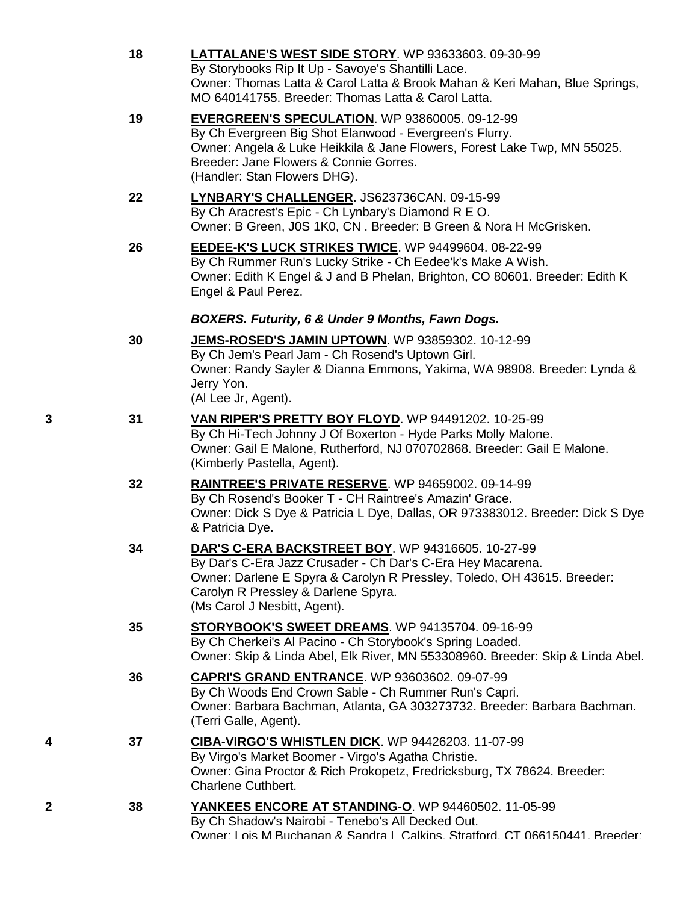18 **LATTALANE'S WEST SIDE STORY**. WP 93633603. 09-30-99
By Storybooks Rip It Up - Savoye's Shantilli Lace.
Owner: Thomas Latta & Carol Latta & Brook Mahan & Keri Mahan, Blue Springs, MO 640141755. Breeder: Thomas Latta & Carol Latta.

19 **EVERGREEN'S SPECULATION**. WP 93860005. 09-12-99
By Ch Evergreen Big Shot Elanwood - Evergreen's Flurry.
Owner: Angela & Luke Heikkila & Jane Flowers, Forest Lake Twp, MN 55025. Breeder: Jane Flowers & Connie Gorres.
(Handler: Stan Flowers DHG).

22 **LYNBARY'S CHALLENGER**. JS623736CAN. 09-15-99
By Ch Aracrest's Epic - Ch Lynbary's Diamond R E O.
Owner: B Green, J0S 1K0, CN . Breeder: B Green & Nora H McGrisken.

26 **EEDEE-K'S LUCK STRIKES TWICE**. WP 94499604. 08-22-99
By Ch Rummer Run's Lucky Strike - Ch Eedee'k's Make A Wish.
Owner: Edith K Engel & J and B Phelan, Brighton, CO 80601. Breeder: Edith K Engel & Paul Perez.

***BOXERS. Futurity, 6 & Under 9 Months, Fawn Dogs.***

30 **JEMS-ROSED'S JAMIN UPTOWN**. WP 93859302. 10-12-99
By Ch Jem's Pearl Jam - Ch Rosend's Uptown Girl.
Owner: Randy Sayler & Dianna Emmons, Yakima, WA 98908. Breeder: Lynda & Jerry Yon.
(Al Lee Jr, Agent).

3 31 **VAN RIPER'S PRETTY BOY FLOYD**. WP 94491202. 10-25-99
By Ch Hi-Tech Johnny J Of Boxerton - Hyde Parks Molly Malone.
Owner: Gail E Malone, Rutherford, NJ 070702868. Breeder: Gail E Malone.
(Kimberly Pastella, Agent).

32 **RAINTREE'S PRIVATE RESERVE**. WP 94659002. 09-14-99
By Ch Rosend's Booker T - CH Raintree's Amazin' Grace.
Owner: Dick S Dye & Patricia L Dye, Dallas, OR 973383012. Breeder: Dick S Dye & Patricia Dye.

34 **DAR'S C-ERA BACKSTREET BOY**. WP 94316605. 10-27-99
By Dar's C-Era Jazz Crusader - Ch Dar's C-Era Hey Macarena.
Owner: Darlene E Spyra & Carolyn R Pressley, Toledo, OH 43615. Breeder: Carolyn R Pressley & Darlene Spyra.
(Ms Carol J Nesbitt, Agent).

35 **STORYBOOK'S SWEET DREAMS**. WP 94135704. 09-16-99
By Ch Cherkei's Al Pacino - Ch Storybook's Spring Loaded.
Owner: Skip & Linda Abel, Elk River, MN 553308960. Breeder: Skip & Linda Abel.

36 **CAPRI'S GRAND ENTRANCE**. WP 93603602. 09-07-99
By Ch Woods End Crown Sable - Ch Rummer Run's Capri.
Owner: Barbara Bachman, Atlanta, GA 303273732. Breeder: Barbara Bachman.
(Terri Galle, Agent).

4 37 **CIBA-VIRGO'S WHISTLEN DICK**. WP 94426203. 11-07-99
By Virgo's Market Boomer - Virgo's Agatha Christie.
Owner: Gina Proctor & Rich Prokopetz, Fredricksburg, TX 78624. Breeder: Charlene Cuthbert.

2 38 **YANKEES ENCORE AT STANDING-O**. WP 94460502. 11-05-99
By Ch Shadow's Nairobi - Tenebo's All Decked Out.
Owner: Lois M Buchanan & Sandra L Calkins, Stratford, CT 066150441. Breeder: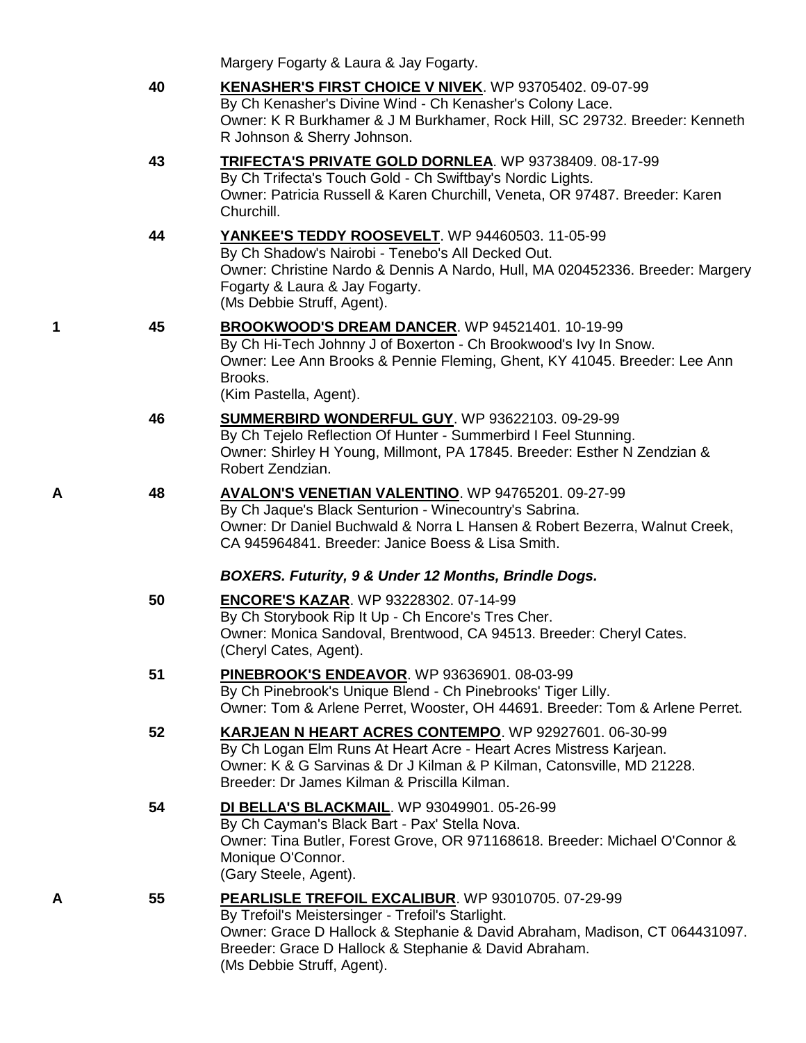Margery Fogarty & Laura & Jay Fogarty.

40 **KENASHER'S FIRST CHOICE V NIVEK**. WP 93705402. 09-07-99
By Ch Kenasher's Divine Wind - Ch Kenasher's Colony Lace.
Owner: K R Burkhamer & J M Burkhamer, Rock Hill, SC 29732. Breeder: Kenneth R Johnson & Sherry Johnson.

43 **TRIFECTA'S PRIVATE GOLD DORNLEA**. WP 93738409. 08-17-99
By Ch Trifecta's Touch Gold - Ch Swiftbay's Nordic Lights.
Owner: Patricia Russell & Karen Churchill, Veneta, OR 97487. Breeder: Karen Churchill.

44 **YANKEE'S TEDDY ROOSEVELT**. WP 94460503. 11-05-99
By Ch Shadow's Nairobi - Tenebo's All Decked Out.
Owner: Christine Nardo & Dennis A Nardo, Hull, MA 020452336. Breeder: Margery Fogarty & Laura & Jay Fogarty.
(Ms Debbie Struff, Agent).

1 45 **BROOKWOOD'S DREAM DANCER**. WP 94521401. 10-19-99
By Ch Hi-Tech Johnny J of Boxerton - Ch Brookwood's Ivy In Snow.
Owner: Lee Ann Brooks & Pennie Fleming, Ghent, KY 41045. Breeder: Lee Ann Brooks.
(Kim Pastella, Agent).

46 **SUMMERBIRD WONDERFUL GUY**. WP 93622103. 09-29-99
By Ch Tejelo Reflection Of Hunter - Summerbird I Feel Stunning.
Owner: Shirley H Young, Millmont, PA 17845. Breeder: Esther N Zendzian & Robert Zendzian.

A 48 **AVALON'S VENETIAN VALENTINO**. WP 94765201. 09-27-99
By Ch Jaque's Black Senturion - Winecountry's Sabrina.
Owner: Dr Daniel Buchwald & Norra L Hansen & Robert Bezerra, Walnut Creek, CA 945964841. Breeder: Janice Boess & Lisa Smith.

***BOXERS. Futurity, 9 & Under 12 Months, Brindle Dogs.***

50 **ENCORE'S KAZAR**. WP 93228302. 07-14-99
By Ch Storybook Rip It Up - Ch Encore's Tres Cher.
Owner: Monica Sandoval, Brentwood, CA 94513. Breeder: Cheryl Cates.
(Cheryl Cates, Agent).

51 **PINEBROOK'S ENDEAVOR**. WP 93636901. 08-03-99
By Ch Pinebrook's Unique Blend - Ch Pinebrooks' Tiger Lilly.
Owner: Tom & Arlene Perret, Wooster, OH 44691. Breeder: Tom & Arlene Perret.

52 **KARJEAN N HEART ACRES CONTEMPO**. WP 92927601. 06-30-99
By Ch Logan Elm Runs At Heart Acre - Heart Acres Mistress Karjean.
Owner: K & G Sarvinas & Dr J Kilman & P Kilman, Catonsville, MD 21228.
Breeder: Dr James Kilman & Priscilla Kilman.

54 **DI BELLA'S BLACKMAIL**. WP 93049901. 05-26-99
By Ch Cayman's Black Bart - Pax' Stella Nova.
Owner: Tina Butler, Forest Grove, OR 971168618. Breeder: Michael O'Connor & Monique O'Connor.
(Gary Steele, Agent).

A 55 **PEARLISLE TREFOIL EXCALIBUR**. WP 93010705. 07-29-99
By Trefoil's Meistersinger - Trefoil's Starlight.
Owner: Grace D Hallock & Stephanie & David Abraham, Madison, CT 064431097.
Breeder: Grace D Hallock & Stephanie & David Abraham.
(Ms Debbie Struff, Agent).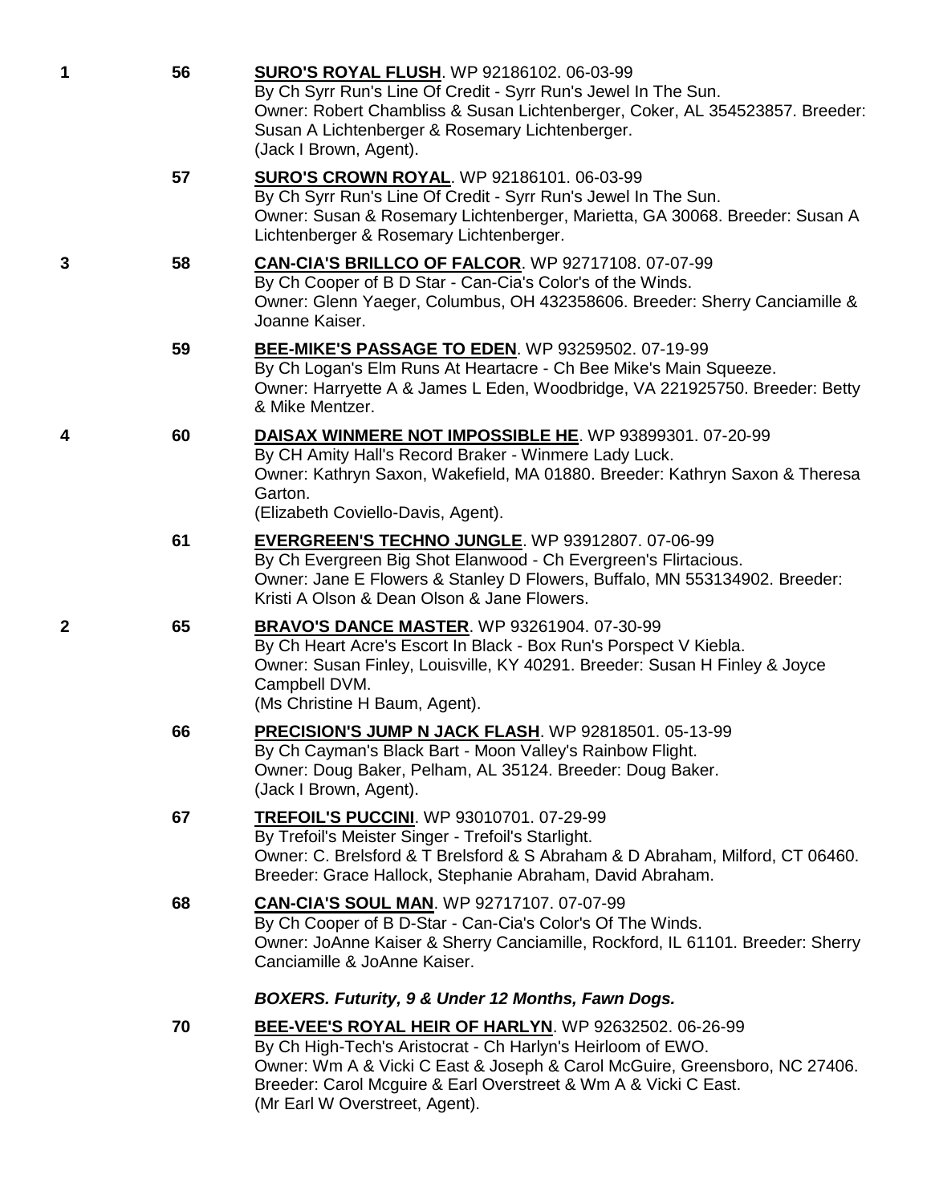1 56 **SURO'S ROYAL FLUSH**. WP 92186102. 06-03-99
By Ch Syrr Run's Line Of Credit - Syrr Run's Jewel In The Sun.
Owner: Robert Chambliss & Susan Lichtenberger, Coker, AL 354523857. Breeder: Susan A Lichtenberger & Rosemary Lichtenberger.
(Jack I Brown, Agent).

57 **SURO'S CROWN ROYAL**. WP 92186101. 06-03-99
By Ch Syrr Run's Line Of Credit - Syrr Run's Jewel In The Sun.
Owner: Susan & Rosemary Lichtenberger, Marietta, GA 30068. Breeder: Susan A Lichtenberger & Rosemary Lichtenberger.

3 58 **CAN-CIA'S BRILLCO OF FALCOR**. WP 92717108. 07-07-99
By Ch Cooper of B D Star - Can-Cia's Color's of the Winds.
Owner: Glenn Yaeger, Columbus, OH 432358606. Breeder: Sherry Canciamille & Joanne Kaiser.

59 **BEE-MIKE'S PASSAGE TO EDEN**. WP 93259502. 07-19-99
By Ch Logan's Elm Runs At Heartacre - Ch Bee Mike's Main Squeeze.
Owner: Harryette A & James L Eden, Woodbridge, VA 221925750. Breeder: Betty & Mike Mentzer.

4 60 **DAISAX WINMERE NOT IMPOSSIBLE HE**. WP 93899301. 07-20-99
By CH Amity Hall's Record Braker - Winmere Lady Luck.
Owner: Kathryn Saxon, Wakefield, MA 01880. Breeder: Kathryn Saxon & Theresa Garton.
(Elizabeth Coviello-Davis, Agent).

61 **EVERGREEN'S TECHNO JUNGLE**. WP 93912807. 07-06-99
By Ch Evergreen Big Shot Elanwood - Ch Evergreen's Flirtacious.
Owner: Jane E Flowers & Stanley D Flowers, Buffalo, MN 553134902. Breeder: Kristi A Olson & Dean Olson & Jane Flowers.

2 65 **BRAVO'S DANCE MASTER**. WP 93261904. 07-30-99
By Ch Heart Acre's Escort In Black - Box Run's Porspect V Kiebla.
Owner: Susan Finley, Louisville, KY 40291. Breeder: Susan H Finley & Joyce Campbell DVM.
(Ms Christine H Baum, Agent).

66 **PRECISION'S JUMP N JACK FLASH**. WP 92818501. 05-13-99
By Ch Cayman's Black Bart - Moon Valley's Rainbow Flight.
Owner: Doug Baker, Pelham, AL 35124. Breeder: Doug Baker.
(Jack I Brown, Agent).

67 **TREFOIL'S PUCCINI**. WP 93010701. 07-29-99
By Trefoil's Meister Singer - Trefoil's Starlight.
Owner: C. Brelsford & T Brelsford & S Abraham & D Abraham, Milford, CT 06460. Breeder: Grace Hallock, Stephanie Abraham, David Abraham.

68 **CAN-CIA'S SOUL MAN**. WP 92717107. 07-07-99
By Ch Cooper of B D-Star - Can-Cia's Color's Of The Winds.
Owner: JoAnne Kaiser & Sherry Canciamille, Rockford, IL 61101. Breeder: Sherry Canciamille & JoAnne Kaiser.

***BOXERS. Futurity, 9 & Under 12 Months, Fawn Dogs.***

70 **BEE-VEE'S ROYAL HEIR OF HARLYN**. WP 92632502. 06-26-99
By Ch High-Tech's Aristocrat - Ch Harlyn's Heirloom of EWO.
Owner: Wm A & Vicki C East & Joseph & Carol McGuire, Greensboro, NC 27406. Breeder: Carol Mcguire & Earl Overstreet & Wm A & Vicki C East.
(Mr Earl W Overstreet, Agent).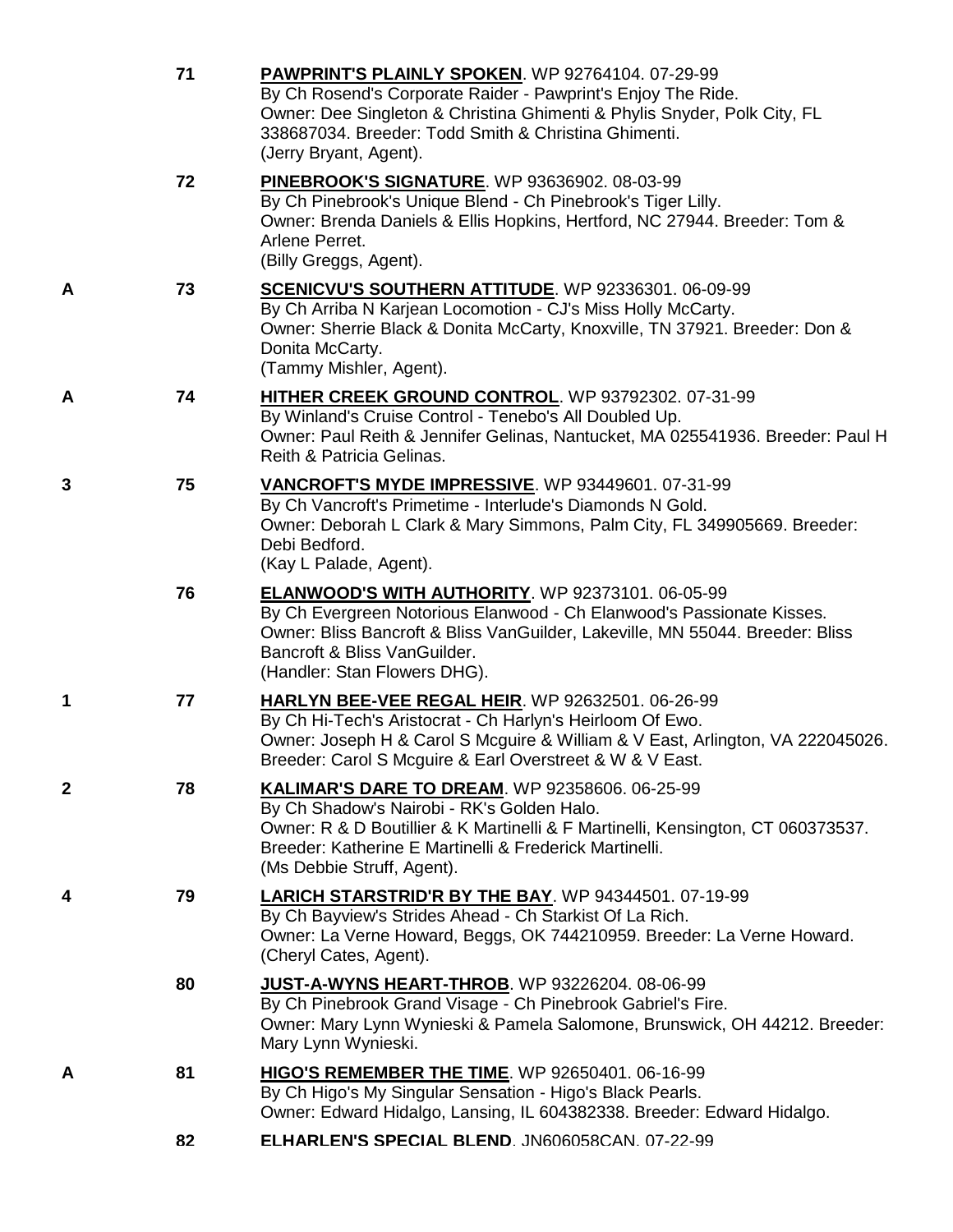**71** **PAWPRINT'S PLAINLY SPOKEN**. WP 92764104. 07-29-99
By Ch Rosend's Corporate Raider - Pawprint's Enjoy The Ride.
Owner: Dee Singleton & Christina Ghimenti & Phylis Snyder, Polk City, FL 338687034. Breeder: Todd Smith & Christina Ghimenti.
(Jerry Bryant, Agent).

**72** **PINEBROOK'S SIGNATURE**. WP 93636902. 08-03-99
By Ch Pinebrook's Unique Blend - Ch Pinebrook's Tiger Lilly.
Owner: Brenda Daniels & Ellis Hopkins, Hertford, NC 27944. Breeder: Tom & Arlene Perret.
(Billy Greggs, Agent).

**A** **73** **SCENICVU'S SOUTHERN ATTITUDE**. WP 92336301. 06-09-99
By Ch Arriba N Karjean Locomotion - CJ's Miss Holly McCarty.
Owner: Sherrie Black & Donita McCarty, Knoxville, TN 37921. Breeder: Don & Donita McCarty.
(Tammy Mishler, Agent).

**A** **74** **HITHER CREEK GROUND CONTROL**. WP 93792302. 07-31-99
By Winland's Cruise Control - Tenebo's All Doubled Up.
Owner: Paul Reith & Jennifer Gelinas, Nantucket, MA 025541936. Breeder: Paul H Reith & Patricia Gelinas.

**3** **75** **VANCROFT'S MYDE IMPRESSIVE**. WP 93449601. 07-31-99
By Ch Vancroft's Primetime - Interlude's Diamonds N Gold.
Owner: Deborah L Clark & Mary Simmons, Palm City, FL 349905669. Breeder: Debi Bedford.
(Kay L Palade, Agent).

**76** **ELANWOOD'S WITH AUTHORITY**. WP 92373101. 06-05-99
By Ch Evergreen Notorious Elanwood - Ch Elanwood's Passionate Kisses.
Owner: Bliss Bancroft & Bliss VanGuilder, Lakeville, MN 55044. Breeder: Bliss Bancroft & Bliss VanGuilder.
(Handler: Stan Flowers DHG).

**1** **77** **HARLYN BEE-VEE REGAL HEIR**. WP 92632501. 06-26-99
By Ch Hi-Tech's Aristocrat - Ch Harlyn's Heirloom Of Ewo.
Owner: Joseph H & Carol S Mcguire & William & V East, Arlington, VA 222045026. Breeder: Carol S Mcguire & Earl Overstreet & W & V East.

**2** **78** **KALIMAR'S DARE TO DREAM**. WP 92358606. 06-25-99
By Ch Shadow's Nairobi - RK's Golden Halo.
Owner: R & D Boutillier & K Martinelli & F Martinelli, Kensington, CT 060373537. Breeder: Katherine E Martinelli & Frederick Martinelli.
(Ms Debbie Struff, Agent).

**4** **79** **LARICH STARSTRID'R BY THE BAY**. WP 94344501. 07-19-99
By Ch Bayview's Strides Ahead - Ch Starkist Of La Rich.
Owner: La Verne Howard, Beggs, OK 744210959. Breeder: La Verne Howard.
(Cheryl Cates, Agent).

**80** **JUST-A-WYNS HEART-THROB**. WP 93226204. 08-06-99
By Ch Pinebrook Grand Visage - Ch Pinebrook Gabriel's Fire.
Owner: Mary Lynn Wynieski & Pamela Salomone, Brunswick, OH 44212. Breeder: Mary Lynn Wynieski.

**A** **81** **HIGO'S REMEMBER THE TIME**. WP 92650401. 06-16-99
By Ch Higo's My Singular Sensation - Higo's Black Pearls.
Owner: Edward Hidalgo, Lansing, IL 604382338. Breeder: Edward Hidalgo.

**82** **ELHARLEN'S SPECIAL BLEND**. JN606058CAN. 07-22-99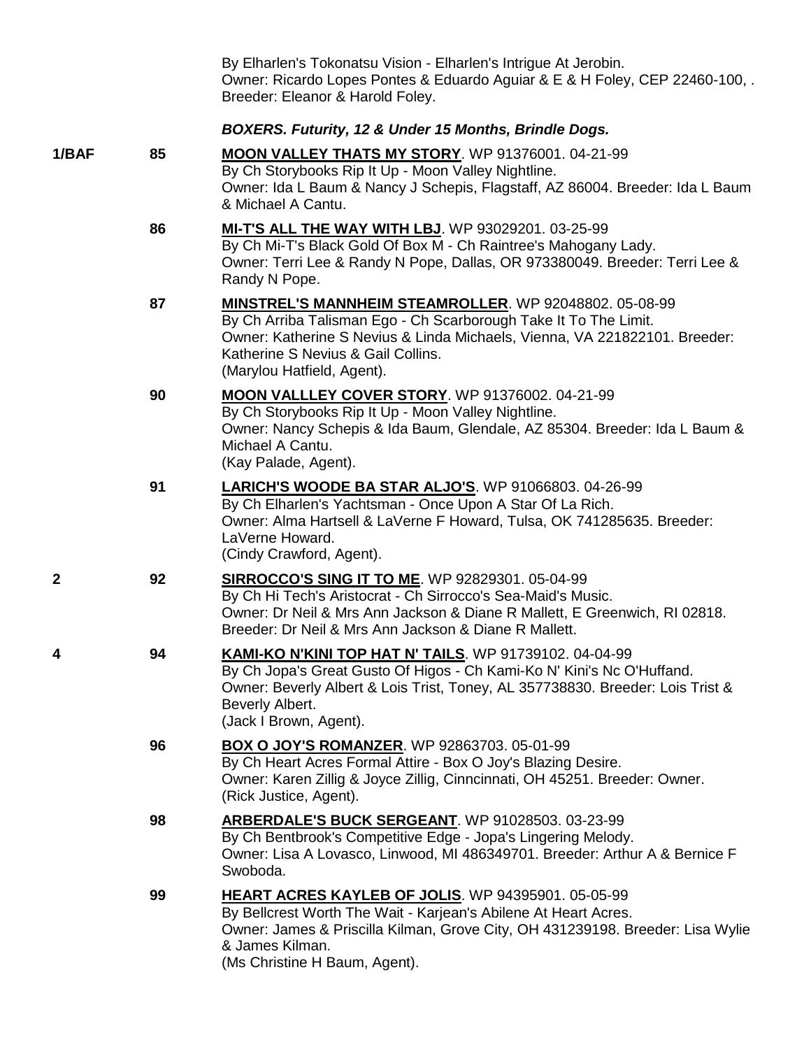By Elharlen's Tokonatsu Vision - Elharlen's Intrigue At Jerobin.
Owner: Ricardo Lopes Pontes & Eduardo Aguiar & E & H Foley, CEP 22460-100, .
Breeder: Eleanor & Harold Foley.

***BOXERS. Futurity, 12 & Under 15 Months, Brindle Dogs.***

**1/BAF** **85** **MOON VALLEY THATS MY STORY**. WP 91376001. 04-21-99
By Ch Storybooks Rip It Up - Moon Valley Nightline.
Owner: Ida L Baum & Nancy J Schepis, Flagstaff, AZ 86004. Breeder: Ida L Baum & Michael A Cantu.

**86** **MI-T'S ALL THE WAY WITH LBJ**. WP 93029201. 03-25-99
By Ch Mi-T's Black Gold Of Box M - Ch Raintree's Mahogany Lady.
Owner: Terri Lee & Randy N Pope, Dallas, OR 973380049. Breeder: Terri Lee & Randy N Pope.

**87** **MINSTREL'S MANNHEIM STEAMROLLER**. WP 92048802. 05-08-99
By Ch Arriba Talisman Ego - Ch Scarborough Take It To The Limit.
Owner: Katherine S Nevius & Linda Michaels, Vienna, VA 221822101. Breeder: Katherine S Nevius & Gail Collins.
(Marylou Hatfield, Agent).

**90** **MOON VALLLEY COVER STORY**. WP 91376002. 04-21-99
By Ch Storybooks Rip It Up - Moon Valley Nightline.
Owner: Nancy Schepis & Ida Baum, Glendale, AZ 85304. Breeder: Ida L Baum & Michael A Cantu.
(Kay Palade, Agent).

**91** **LARICH'S WOODE BA STAR ALJO'S**. WP 91066803. 04-26-99
By Ch Elharlen's Yachtsman - Once Upon A Star Of La Rich.
Owner: Alma Hartsell & LaVerne F Howard, Tulsa, OK 741285635. Breeder: LaVerne Howard.
(Cindy Crawford, Agent).

**2** **92** **SIRROCCO'S SING IT TO ME**. WP 92829301. 05-04-99
By Ch Hi Tech's Aristocrat - Ch Sirrocco's Sea-Maid's Music.
Owner: Dr Neil & Mrs Ann Jackson & Diane R Mallett, E Greenwich, RI 02818.
Breeder: Dr Neil & Mrs Ann Jackson & Diane R Mallett.

**4** **94** **KAMI-KO N'KINI TOP HAT N' TAILS**. WP 91739102. 04-04-99
By Ch Jopa's Great Gusto Of Higos - Ch Kami-Ko N' Kini's Nc O'Huffand.
Owner: Beverly Albert & Lois Trist, Toney, AL 357738830. Breeder: Lois Trist & Beverly Albert.
(Jack I Brown, Agent).

**96** **BOX O JOY'S ROMANZER**. WP 92863703. 05-01-99
By Ch Heart Acres Formal Attire - Box O Joy's Blazing Desire.
Owner: Karen Zillig & Joyce Zillig, Cinncinnati, OH 45251. Breeder: Owner.
(Rick Justice, Agent).

**98** **ARBERDALE'S BUCK SERGEANT**. WP 91028503. 03-23-99
By Ch Bentbrook's Competitive Edge - Jopa's Lingering Melody.
Owner: Lisa A Lovasco, Linwood, MI 486349701. Breeder: Arthur A & Bernice F Swoboda.

**99** **HEART ACRES KAYLEB OF JOLIS**. WP 94395901. 05-05-99
By Bellcrest Worth The Wait - Karjean's Abilene At Heart Acres.
Owner: James & Priscilla Kilman, Grove City, OH 431239198. Breeder: Lisa Wylie & James Kilman.
(Ms Christine H Baum, Agent).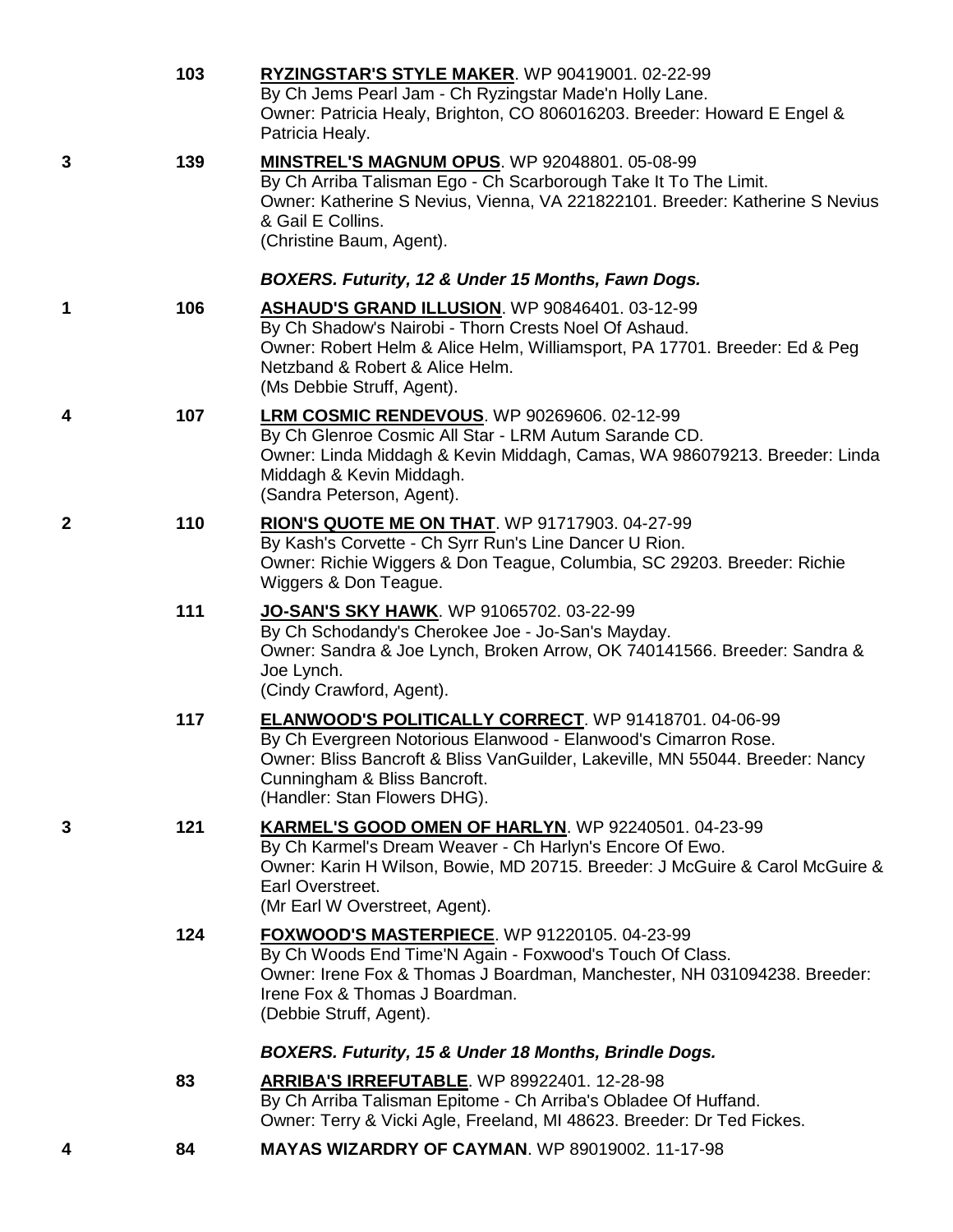| Place | No. | Entry |
|---|---|---|
| | 103 | **RYZINGSTAR'S STYLE MAKER**. WP 90419001. 02-22-99<br>By Ch Jems Pearl Jam - Ch Ryzingstar Made'n Holly Lane.<br>Owner: Patricia Healy, Brighton, CO 806016203. Breeder: Howard E Engel & Patricia Healy. |
| 3 | 139 | **MINSTREL'S MAGNUM OPUS**. WP 92048801. 05-08-99<br>By Ch Arriba Talisman Ego - Ch Scarborough Take It To The Limit.<br>Owner: Katherine S Nevius, Vienna, VA 221822101. Breeder: Katherine S Nevius & Gail E Collins.<br>(Christine Baum, Agent). |

***BOXERS. Futurity, 12 & Under 15 Months, Fawn Dogs.***

| Place | No. | Entry |
|---|---|---|
| 1 | 106 | **ASHAUD'S GRAND ILLUSION**. WP 90846401. 03-12-99<br>By Ch Shadow's Nairobi - Thorn Crests Noel Of Ashaud.<br>Owner: Robert Helm & Alice Helm, Williamsport, PA 17701. Breeder: Ed & Peg Netzband & Robert & Alice Helm.<br>(Ms Debbie Struff, Agent). |
| 4 | 107 | **LRM COSMIC RENDEVOUS**. WP 90269606. 02-12-99<br>By Ch Glenroe Cosmic All Star - LRM Autum Sarande CD.<br>Owner: Linda Middagh & Kevin Middagh, Camas, WA 986079213. Breeder: Linda Middagh & Kevin Middagh.<br>(Sandra Peterson, Agent). |
| 2 | 110 | **RION'S QUOTE ME ON THAT**. WP 91717903. 04-27-99<br>By Kash's Corvette - Ch Syrr Run's Line Dancer U Rion.<br>Owner: Richie Wiggers & Don Teague, Columbia, SC 29203. Breeder: Richie Wiggers & Don Teague. |
| | 111 | **JO-SAN'S SKY HAWK**. WP 91065702. 03-22-99<br>By Ch Schodandy's Cherokee Joe - Jo-San's Mayday.<br>Owner: Sandra & Joe Lynch, Broken Arrow, OK 740141566. Breeder: Sandra & Joe Lynch.<br>(Cindy Crawford, Agent). |
| | 117 | **ELANWOOD'S POLITICALLY CORRECT**. WP 91418701. 04-06-99<br>By Ch Evergreen Notorious Elanwood - Elanwood's Cimarron Rose.<br>Owner: Bliss Bancroft & Bliss VanGuilder, Lakeville, MN 55044. Breeder: Nancy Cunningham & Bliss Bancroft.<br>(Handler: Stan Flowers DHG). |
| 3 | 121 | **KARMEL'S GOOD OMEN OF HARLYN**. WP 92240501. 04-23-99<br>By Ch Karmel's Dream Weaver - Ch Harlyn's Encore Of Ewo.<br>Owner: Karin H Wilson, Bowie, MD 20715. Breeder: J McGuire & Carol McGuire & Earl Overstreet.<br>(Mr Earl W Overstreet, Agent). |
| | 124 | **FOXWOOD'S MASTERPIECE**. WP 91220105. 04-23-99<br>By Ch Woods End Time'N Again - Foxwood's Touch Of Class.<br>Owner: Irene Fox & Thomas J Boardman, Manchester, NH 031094238. Breeder: Irene Fox & Thomas J Boardman.<br>(Debbie Struff, Agent). |

***BOXERS. Futurity, 15 & Under 18 Months, Brindle Dogs.***

| Place | No. | Entry |
|---|---|---|
| | 83 | **ARRIBA'S IRREFUTABLE**. WP 89922401. 12-28-98<br>By Ch Arriba Talisman Epitome - Ch Arriba's Obladee Of Huffand.<br>Owner: Terry & Vicki Agle, Freeland, MI 48623. Breeder: Dr Ted Fickes. |
| 4 | 84 | **MAYAS WIZARDRY OF CAYMAN**. WP 89019002. 11-17-98 |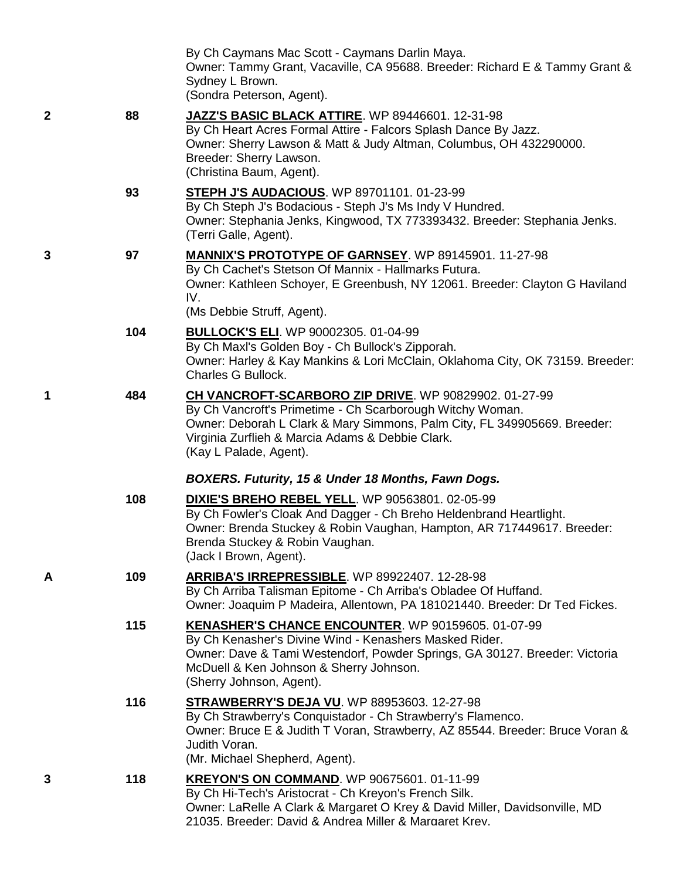By Ch Caymans Mac Scott - Caymans Darlin Maya.
Owner: Tammy Grant, Vacaville, CA 95688. Breeder: Richard E & Tammy Grant & Sydney L Brown.
(Sondra Peterson, Agent).

**2** 88 **JAZZ'S BASIC BLACK ATTIRE**. WP 89446601. 12-31-98
By Ch Heart Acres Formal Attire - Falcors Splash Dance By Jazz.
Owner: Sherry Lawson & Matt & Judy Altman, Columbus, OH 432290000. Breeder: Sherry Lawson.
(Christina Baum, Agent).

93 **STEPH J'S AUDACIOUS**. WP 89701101. 01-23-99
By Ch Steph J's Bodacious - Steph J's Ms Indy V Hundred.
Owner: Stephania Jenks, Kingwood, TX 773393432. Breeder: Stephania Jenks.
(Terri Galle, Agent).

**3** 97 **MANNIX'S PROTOTYPE OF GARNSEY**. WP 89145901. 11-27-98
By Ch Cachet's Stetson Of Mannix - Hallmarks Futura.
Owner: Kathleen Schoyer, E Greenbush, NY 12061. Breeder: Clayton G Haviland IV.
(Ms Debbie Struff, Agent).

104 **BULLOCK'S ELI**. WP 90002305. 01-04-99
By Ch Maxl's Golden Boy - Ch Bullock's Zipporah.
Owner: Harley & Kay Mankins & Lori McClain, Oklahoma City, OK 73159. Breeder: Charles G Bullock.

**1** 484 **CH VANCROFT-SCARBORO ZIP DRIVE**. WP 90829902. 01-27-99
By Ch Vancroft's Primetime - Ch Scarborough Witchy Woman.
Owner: Deborah L Clark & Mary Simmons, Palm City, FL 349905669. Breeder: Virginia Zurflieh & Marcia Adams & Debbie Clark.
(Kay L Palade, Agent).

***BOXERS. Futurity, 15 & Under 18 Months, Fawn Dogs.***

108 **DIXIE'S BREHO REBEL YELL**. WP 90563801. 02-05-99
By Ch Fowler's Cloak And Dagger - Ch Breho Heldenbrand Heartlight.
Owner: Brenda Stuckey & Robin Vaughan, Hampton, AR 717449617. Breeder: Brenda Stuckey & Robin Vaughan.
(Jack I Brown, Agent).

**A** 109 **ARRIBA'S IRREPRESSIBLE**. WP 89922407. 12-28-98
By Ch Arriba Talisman Epitome - Ch Arriba's Obladee Of Huffand.
Owner: Joaquim P Madeira, Allentown, PA 181021440. Breeder: Dr Ted Fickes.

115 **KENASHER'S CHANCE ENCOUNTER**. WP 90159605. 01-07-99
By Ch Kenasher's Divine Wind - Kenashers Masked Rider.
Owner: Dave & Tami Westendorf, Powder Springs, GA 30127. Breeder: Victoria McDuell & Ken Johnson & Sherry Johnson.
(Sherry Johnson, Agent).

116 **STRAWBERRY'S DEJA VU**. WP 88953603. 12-27-98
By Ch Strawberry's Conquistador - Ch Strawberry's Flamenco.
Owner: Bruce E & Judith T Voran, Strawberry, AZ 85544. Breeder: Bruce Voran & Judith Voran.
(Mr. Michael Shepherd, Agent).

**3** 118 **KREYON'S ON COMMAND**. WP 90675601. 01-11-99
By Ch Hi-Tech's Aristocrat - Ch Kreyon's French Silk.
Owner: LaRelle A Clark & Margaret O Krey & David Miller, Davidsonville, MD 21035. Breeder: David & Andrea Miller & Margaret Krey.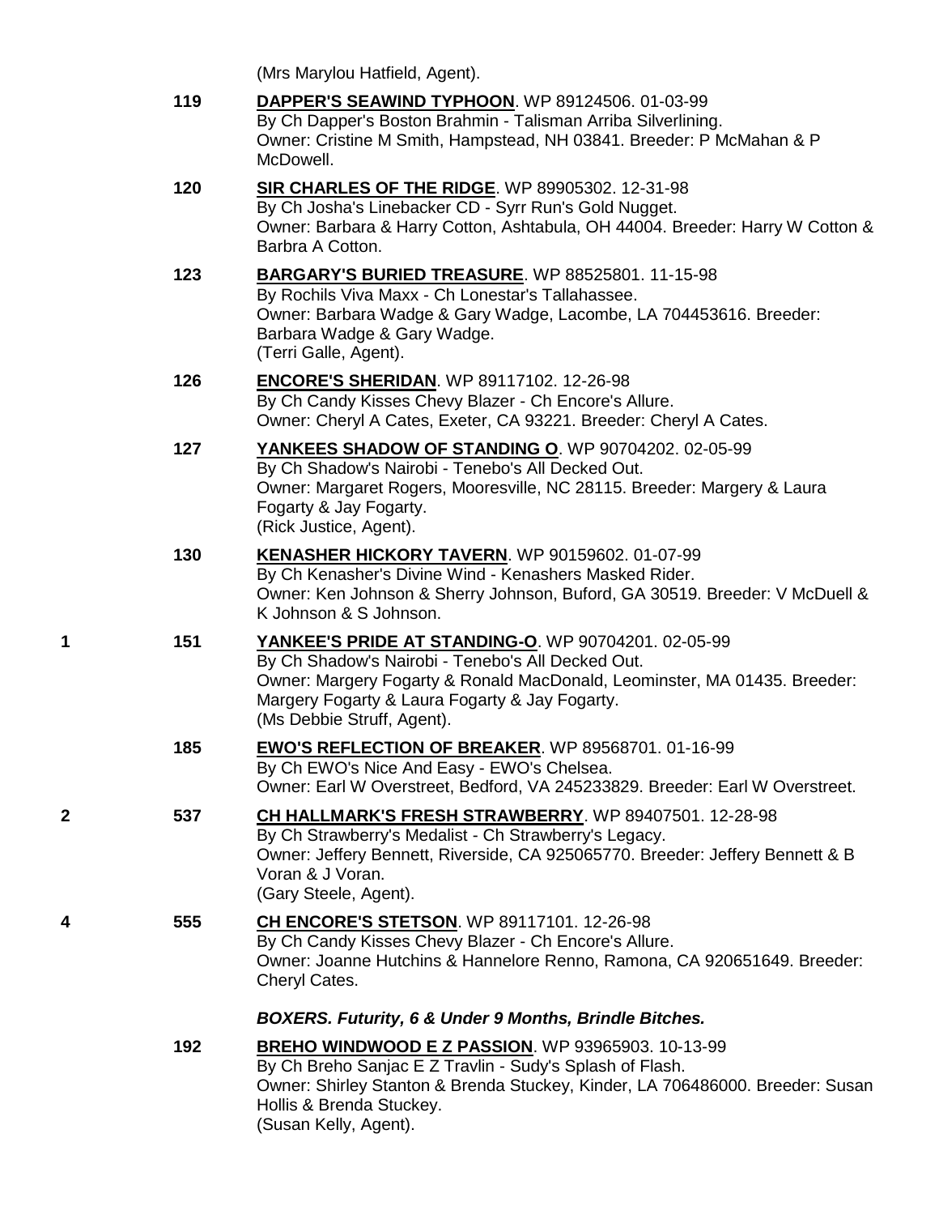(Mrs Marylou Hatfield, Agent).

**119** **DAPPER'S SEAWIND TYPHOON**. WP 89124506. 01-03-99
By Ch Dapper's Boston Brahmin - Talisman Arriba Silverlining.
Owner: Cristine M Smith, Hampstead, NH 03841. Breeder: P McMahan & P McDowell.

**120** **SIR CHARLES OF THE RIDGE**. WP 89905302. 12-31-98
By Ch Josha's Linebacker CD - Syrr Run's Gold Nugget.
Owner: Barbara & Harry Cotton, Ashtabula, OH 44004. Breeder: Harry W Cotton & Barbra A Cotton.

**123** **BARGARY'S BURIED TREASURE**. WP 88525801. 11-15-98
By Rochils Viva Maxx - Ch Lonestar's Tallahassee.
Owner: Barbara Wadge & Gary Wadge, Lacombe, LA 704453616. Breeder: Barbara Wadge & Gary Wadge.
(Terri Galle, Agent).

**126** **ENCORE'S SHERIDAN**. WP 89117102. 12-26-98
By Ch Candy Kisses Chevy Blazer - Ch Encore's Allure.
Owner: Cheryl A Cates, Exeter, CA 93221. Breeder: Cheryl A Cates.

**127** **YANKEES SHADOW OF STANDING O**. WP 90704202. 02-05-99
By Ch Shadow's Nairobi - Tenebo's All Decked Out.
Owner: Margaret Rogers, Mooresville, NC 28115. Breeder: Margery & Laura Fogarty & Jay Fogarty.
(Rick Justice, Agent).

**130** **KENASHER HICKORY TAVERN**. WP 90159602. 01-07-99
By Ch Kenasher's Divine Wind - Kenashers Masked Rider.
Owner: Ken Johnson & Sherry Johnson, Buford, GA 30519. Breeder: V McDuell & K Johnson & S Johnson.

**1** **151** **YANKEE'S PRIDE AT STANDING-O**. WP 90704201. 02-05-99
By Ch Shadow's Nairobi - Tenebo's All Decked Out.
Owner: Margery Fogarty & Ronald MacDonald, Leominster, MA 01435. Breeder: Margery Fogarty & Laura Fogarty & Jay Fogarty.
(Ms Debbie Struff, Agent).

**185** **EWO'S REFLECTION OF BREAKER**. WP 89568701. 01-16-99
By Ch EWO's Nice And Easy - EWO's Chelsea.
Owner: Earl W Overstreet, Bedford, VA 245233829. Breeder: Earl W Overstreet.

**2** **537** **CH HALLMARK'S FRESH STRAWBERRY**. WP 89407501. 12-28-98
By Ch Strawberry's Medalist - Ch Strawberry's Legacy.
Owner: Jeffery Bennett, Riverside, CA 925065770. Breeder: Jeffery Bennett & B Voran & J Voran.
(Gary Steele, Agent).

**4** **555** **CH ENCORE'S STETSON**. WP 89117101. 12-26-98
By Ch Candy Kisses Chevy Blazer - Ch Encore's Allure.
Owner: Joanne Hutchins & Hannelore Renno, Ramona, CA 920651649. Breeder: Cheryl Cates.

***BOXERS. Futurity, 6 & Under 9 Months, Brindle Bitches.***

**192** **BREHO WINDWOOD E Z PASSION**. WP 93965903. 10-13-99
By Ch Breho Sanjac E Z Travlin - Sudy's Splash of Flash.
Owner: Shirley Stanton & Brenda Stuckey, Kinder, LA 706486000. Breeder: Susan Hollis & Brenda Stuckey.
(Susan Kelly, Agent).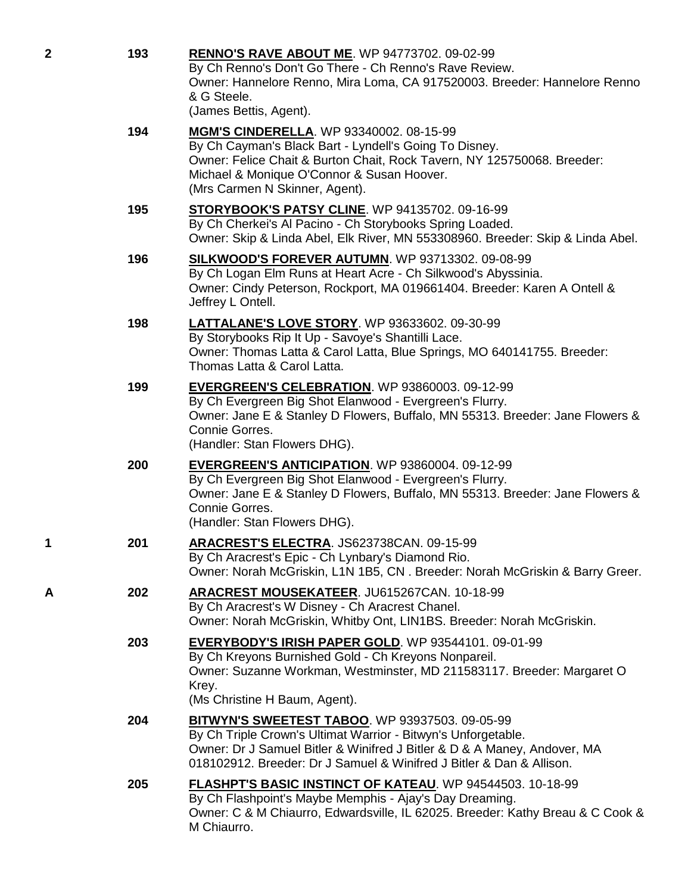**2** **193** **RENNO'S RAVE ABOUT ME**. WP 94773702. 09-02-99
By Ch Renno's Don't Go There - Ch Renno's Rave Review.
Owner: Hannelore Renno, Mira Loma, CA 917520003. Breeder: Hannelore Renno & G Steele.
(James Bettis, Agent).

**194** **MGM'S CINDERELLA**. WP 93340002. 08-15-99
By Ch Cayman's Black Bart - Lyndell's Going To Disney.
Owner: Felice Chait & Burton Chait, Rock Tavern, NY 125750068. Breeder: Michael & Monique O'Connor & Susan Hoover.
(Mrs Carmen N Skinner, Agent).

**195** **STORYBOOK'S PATSY CLINE**. WP 94135702. 09-16-99
By Ch Cherkei's Al Pacino - Ch Storybooks Spring Loaded.
Owner: Skip & Linda Abel, Elk River, MN 553308960. Breeder: Skip & Linda Abel.

**196** **SILKWOOD'S FOREVER AUTUMN**. WP 93713302. 09-08-99
By Ch Logan Elm Runs at Heart Acre - Ch Silkwood's Abyssinia.
Owner: Cindy Peterson, Rockport, MA 019661404. Breeder: Karen A Ontell & Jeffrey L Ontell.

**198** **LATTALANE'S LOVE STORY**. WP 93633602. 09-30-99
By Storybooks Rip It Up - Savoye's Shantilli Lace.
Owner: Thomas Latta & Carol Latta, Blue Springs, MO 640141755. Breeder: Thomas Latta & Carol Latta.

**199** **EVERGREEN'S CELEBRATION**. WP 93860003. 09-12-99
By Ch Evergreen Big Shot Elanwood - Evergreen's Flurry.
Owner: Jane E & Stanley D Flowers, Buffalo, MN 55313. Breeder: Jane Flowers & Connie Gorres.
(Handler: Stan Flowers DHG).

**200** **EVERGREEN'S ANTICIPATION**. WP 93860004. 09-12-99
By Ch Evergreen Big Shot Elanwood - Evergreen's Flurry.
Owner: Jane E & Stanley D Flowers, Buffalo, MN 55313. Breeder: Jane Flowers & Connie Gorres.
(Handler: Stan Flowers DHG).

**1** **201** **ARACREST'S ELECTRA**. JS623738CAN. 09-15-99
By Ch Aracrest's Epic - Ch Lynbary's Diamond Rio.
Owner: Norah McGriskin, L1N 1B5, CN . Breeder: Norah McGriskin & Barry Greer.

**A** **202** **ARACREST MOUSEKATEER**. JU615267CAN. 10-18-99
By Ch Aracrest's W Disney - Ch Aracrest Chanel.
Owner: Norah McGriskin, Whitby Ont, LIN1BS. Breeder: Norah McGriskin.

**203** **EVERYBODY'S IRISH PAPER GOLD**. WP 93544101. 09-01-99
By Ch Kreyons Burnished Gold - Ch Kreyons Nonpareil.
Owner: Suzanne Workman, Westminster, MD 211583117. Breeder: Margaret O Krey.
(Ms Christine H Baum, Agent).

**204** **BITWYN'S SWEETEST TABOO**. WP 93937503. 09-05-99
By Ch Triple Crown's Ultimat Warrior - Bitwyn's Unforgetable.
Owner: Dr J Samuel Bitler & Winifred J Bitler & D & A Maney, Andover, MA 018102912. Breeder: Dr J Samuel & Winifred J Bitler & Dan & Allison.

**205** **FLASHPT'S BASIC INSTINCT OF KATEAU**. WP 94544503. 10-18-99
By Ch Flashpoint's Maybe Memphis - Ajay's Day Dreaming.
Owner: C & M Chiaurro, Edwardsville, IL 62025. Breeder: Kathy Breau & C Cook & M Chiaurro.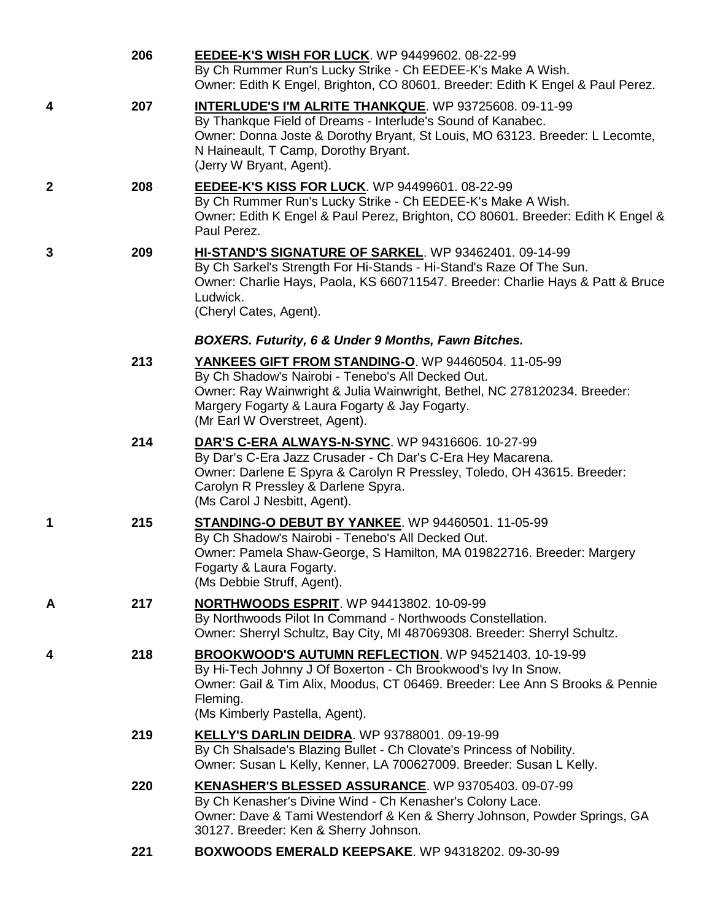| | | |
|---|---|---|
| | 206 | **EEDEE-K'S WISH FOR LUCK**. WP 94499602. 08-22-99<br>By Ch Rummer Run's Lucky Strike - Ch EEDEE-K's Make A Wish.<br>Owner: Edith K Engel, Brighton, CO 80601. Breeder: Edith K Engel & Paul Perez. |
| 4 | 207 | **INTERLUDE'S I'M ALRITE THANKQUE**. WP 93725608. 09-11-99<br>By Thankque Field of Dreams - Interlude's Sound of Kanabec.<br>Owner: Donna Joste & Dorothy Bryant, St Louis, MO 63123. Breeder: L Lecomte, N Haineault, T Camp, Dorothy Bryant.<br>(Jerry W Bryant, Agent). |
| 2 | 208 | **EEDEE-K'S KISS FOR LUCK**. WP 94499601. 08-22-99<br>By Ch Rummer Run's Lucky Strike - Ch EEDEE-K's Make A Wish.<br>Owner: Edith K Engel & Paul Perez, Brighton, CO 80601. Breeder: Edith K Engel & Paul Perez. |
| 3 | 209 | **HI-STAND'S SIGNATURE OF SARKEL**. WP 93462401. 09-14-99<br>By Ch Sarkel's Strength For Hi-Stands - Hi-Stand's Raze Of The Sun.<br>Owner: Charlie Hays, Paola, KS 660711547. Breeder: Charlie Hays & Patt & Bruce Ludwick.<br>(Cheryl Cates, Agent). |

***BOXERS. Futurity, 6 & Under 9 Months, Fawn Bitches.***

| | | |
|---|---|---|
| | 213 | **YANKEES GIFT FROM STANDING-O**. WP 94460504. 11-05-99<br>By Ch Shadow's Nairobi - Tenebo's All Decked Out.<br>Owner: Ray Wainwright & Julia Wainwright, Bethel, NC 278120234. Breeder: Margery Fogarty & Laura Fogarty & Jay Fogarty.<br>(Mr Earl W Overstreet, Agent). |
| | 214 | **DAR'S C-ERA ALWAYS-N-SYNC**. WP 94316606. 10-27-99<br>By Dar's C-Era Jazz Crusader - Ch Dar's C-Era Hey Macarena.<br>Owner: Darlene E Spyra & Carolyn R Pressley, Toledo, OH 43615. Breeder: Carolyn R Pressley & Darlene Spyra.<br>(Ms Carol J Nesbitt, Agent). |
| 1 | 215 | **STANDING-O DEBUT BY YANKEE**. WP 94460501. 11-05-99<br>By Ch Shadow's Nairobi - Tenebo's All Decked Out.<br>Owner: Pamela Shaw-George, S Hamilton, MA 019822716. Breeder: Margery Fogarty & Laura Fogarty.<br>(Ms Debbie Struff, Agent). |
| A | 217 | **NORTHWOODS ESPRIT**. WP 94413802. 10-09-99<br>By Northwoods Pilot In Command - Northwoods Constellation.<br>Owner: Sherryl Schultz, Bay City, MI 487069308. Breeder: Sherryl Schultz. |
| 4 | 218 | **BROOKWOOD'S AUTUMN REFLECTION**. WP 94521403. 10-19-99<br>By Hi-Tech Johnny J Of Boxerton - Ch Brookwood's Ivy In Snow.<br>Owner: Gail & Tim Alix, Moodus, CT 06469. Breeder: Lee Ann S Brooks & Pennie Fleming.<br>(Ms Kimberly Pastella, Agent). |
| | 219 | **KELLY'S DARLIN DEIDRA**. WP 93788001. 09-19-99<br>By Ch Shalsade's Blazing Bullet - Ch Clovate's Princess of Nobility.<br>Owner: Susan L Kelly, Kenner, LA 700627009. Breeder: Susan L Kelly. |
| | 220 | **KENASHER'S BLESSED ASSURANCE**. WP 93705403. 09-07-99<br>By Ch Kenasher's Divine Wind - Ch Kenasher's Colony Lace.<br>Owner: Dave & Tami Westendorf & Ken & Sherry Johnson, Powder Springs, GA 30127. Breeder: Ken & Sherry Johnson. |
| | 221 | **BOXWOODS EMERALD KEEPSAKE**. WP 94318202. 09-30-99 |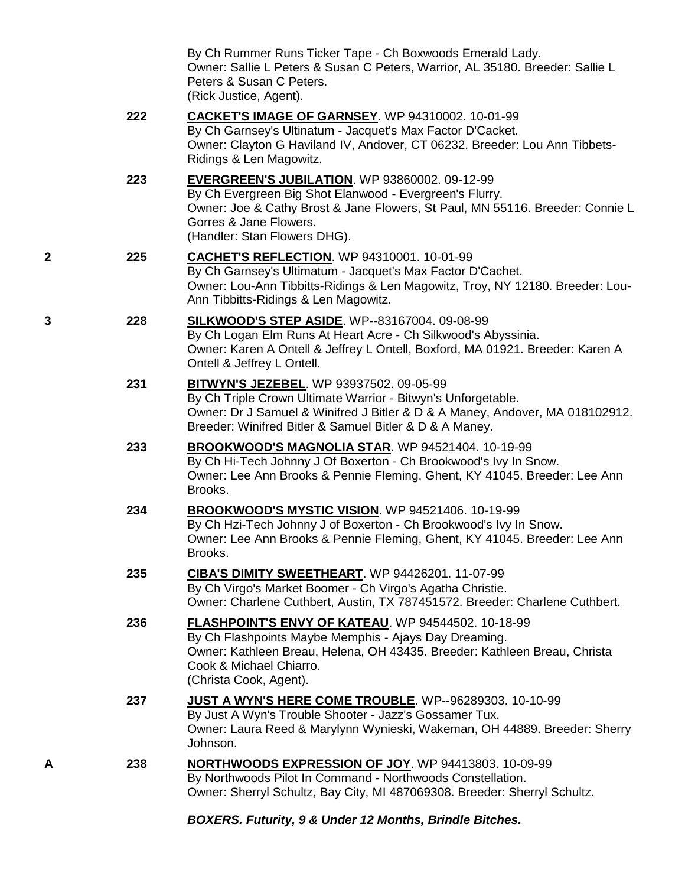By Ch Rummer Runs Ticker Tape - Ch Boxwoods Emerald Lady.
Owner: Sallie L Peters & Susan C Peters, Warrior, AL 35180. Breeder: Sallie L Peters & Susan C Peters.
(Rick Justice, Agent).

**222** **CACKET'S IMAGE OF GARNSEY**. WP 94310002. 10-01-99
By Ch Garnsey's Ultinatum - Jacquet's Max Factor D'Cacket.
Owner: Clayton G Haviland IV, Andover, CT 06232. Breeder: Lou Ann Tibbets-Ridings & Len Magowitz.

**223** **EVERGREEN'S JUBILATION**. WP 93860002. 09-12-99
By Ch Evergreen Big Shot Elanwood - Evergreen's Flurry.
Owner: Joe & Cathy Brost & Jane Flowers, St Paul, MN 55116. Breeder: Connie L Gorres & Jane Flowers.
(Handler: Stan Flowers DHG).

**2** **225** **CACHET'S REFLECTION**. WP 94310001. 10-01-99
By Ch Garnsey's Ultimatum - Jacquet's Max Factor D'Cachet.
Owner: Lou-Ann Tibbitts-Ridings & Len Magowitz, Troy, NY 12180. Breeder: Lou-Ann Tibbitts-Ridings & Len Magowitz.

**3** **228** **SILKWOOD'S STEP ASIDE**. WP--83167004. 09-08-99
By Ch Logan Elm Runs At Heart Acre - Ch Silkwood's Abyssinia.
Owner: Karen A Ontell & Jeffrey L Ontell, Boxford, MA 01921. Breeder: Karen A Ontell & Jeffrey L Ontell.

**231** **BITWYN'S JEZEBEL**. WP 93937502. 09-05-99
By Ch Triple Crown Ultimate Warrior - Bitwyn's Unforgetable.
Owner: Dr J Samuel & Winifred J Bitler & D & A Maney, Andover, MA 018102912. Breeder: Winifred Bitler & Samuel Bitler & D & A Maney.

**233** **BROOKWOOD'S MAGNOLIA STAR**. WP 94521404. 10-19-99
By Ch Hi-Tech Johnny J Of Boxerton - Ch Brookwood's Ivy In Snow.
Owner: Lee Ann Brooks & Pennie Fleming, Ghent, KY 41045. Breeder: Lee Ann Brooks.

**234** **BROOKWOOD'S MYSTIC VISION**. WP 94521406. 10-19-99
By Ch Hzi-Tech Johnny J of Boxerton - Ch Brookwood's Ivy In Snow.
Owner: Lee Ann Brooks & Pennie Fleming, Ghent, KY 41045. Breeder: Lee Ann Brooks.

**235** **CIBA'S DIMITY SWEETHEART**. WP 94426201. 11-07-99
By Ch Virgo's Market Boomer - Ch Virgo's Agatha Christie.
Owner: Charlene Cuthbert, Austin, TX 787451572. Breeder: Charlene Cuthbert.

**236** **FLASHPOINT'S ENVY OF KATEAU**. WP 94544502. 10-18-99
By Ch Flashpoints Maybe Memphis - Ajays Day Dreaming.
Owner: Kathleen Breau, Helena, OH 43435. Breeder: Kathleen Breau, Christa Cook & Michael Chiarro.
(Christa Cook, Agent).

**237** **JUST A WYN'S HERE COME TROUBLE**. WP--96289303. 10-10-99
By Just A Wyn's Trouble Shooter - Jazz's Gossamer Tux.
Owner: Laura Reed & Marylynn Wynieski, Wakeman, OH 44889. Breeder: Sherry Johnson.

**A** **238** **NORTHWOODS EXPRESSION OF JOY**. WP 94413803. 10-09-99
By Northwoods Pilot In Command - Northwoods Constellation.
Owner: Sherryl Schultz, Bay City, MI 487069308. Breeder: Sherryl Schultz.

***BOXERS. Futurity, 9 & Under 12 Months, Brindle Bitches.***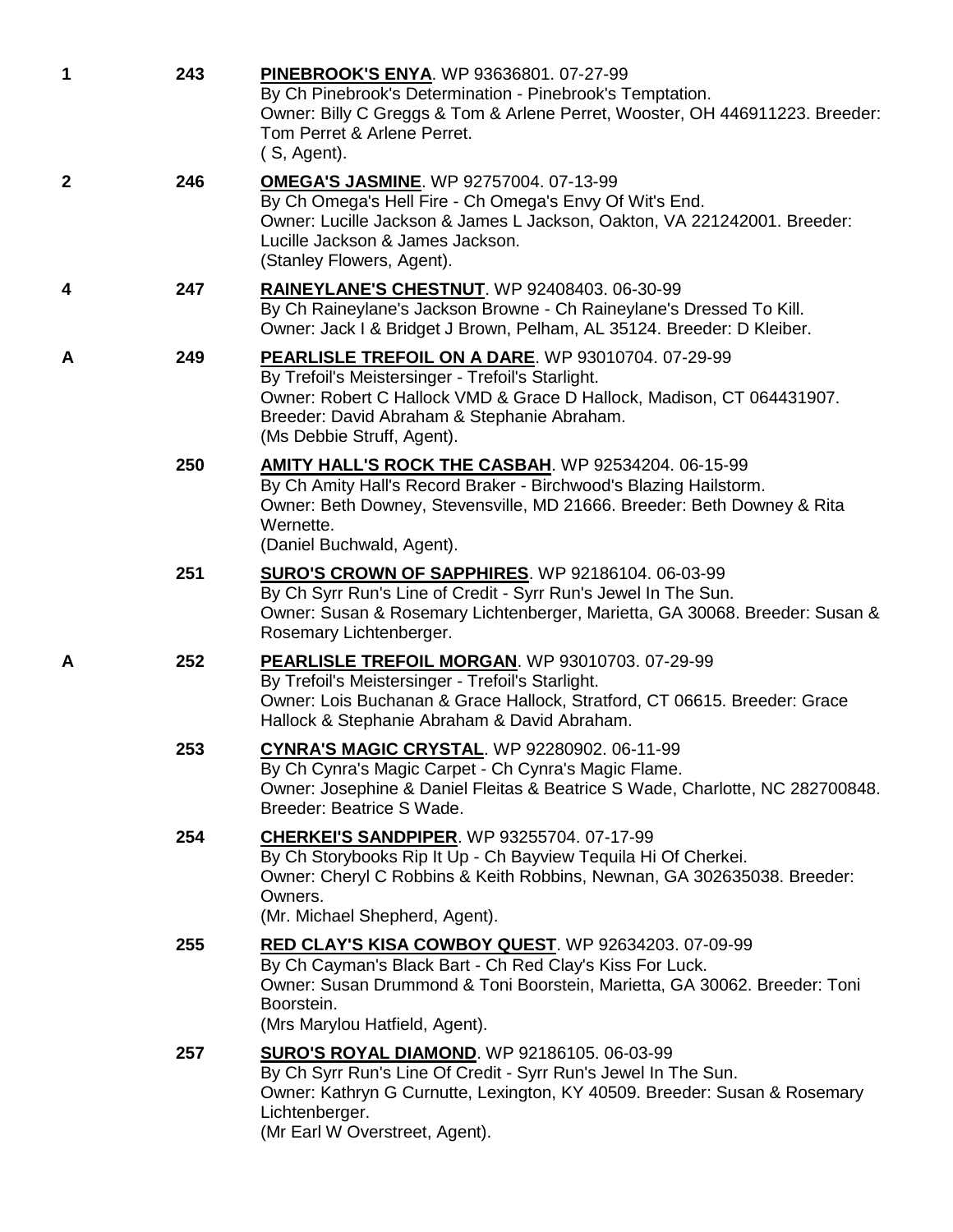**1** **243** **PINEBROOK'S ENYA**. WP 93636801. 07-27-99
By Ch Pinebrook's Determination - Pinebrook's Temptation.
Owner: Billy C Greggs & Tom & Arlene Perret, Wooster, OH 446911223. Breeder: Tom Perret & Arlene Perret.
( S, Agent).

**2** **246** **OMEGA'S JASMINE**. WP 92757004. 07-13-99
By Ch Omega's Hell Fire - Ch Omega's Envy Of Wit's End.
Owner: Lucille Jackson & James L Jackson, Oakton, VA 221242001. Breeder: Lucille Jackson & James Jackson.
(Stanley Flowers, Agent).

**4** **247** **RAINEYLANE'S CHESTNUT**. WP 92408403. 06-30-99
By Ch Raineylane's Jackson Browne - Ch Raineylane's Dressed To Kill.
Owner: Jack I & Bridget J Brown, Pelham, AL 35124. Breeder: D Kleiber.

**A** **249** **PEARLISLE TREFOIL ON A DARE**. WP 93010704. 07-29-99
By Trefoil's Meistersinger - Trefoil's Starlight.
Owner: Robert C Hallock VMD & Grace D Hallock, Madison, CT 064431907. Breeder: David Abraham & Stephanie Abraham.
(Ms Debbie Struff, Agent).

**250** **AMITY HALL'S ROCK THE CASBAH**. WP 92534204. 06-15-99
By Ch Amity Hall's Record Braker - Birchwood's Blazing Hailstorm.
Owner: Beth Downey, Stevensville, MD 21666. Breeder: Beth Downey & Rita Wernette.
(Daniel Buchwald, Agent).

**251** **SURO'S CROWN OF SAPPHIRES**. WP 92186104. 06-03-99
By Ch Syrr Run's Line of Credit - Syrr Run's Jewel In The Sun.
Owner: Susan & Rosemary Lichtenberger, Marietta, GA 30068. Breeder: Susan & Rosemary Lichtenberger.

**A** **252** **PEARLISLE TREFOIL MORGAN**. WP 93010703. 07-29-99
By Trefoil's Meistersinger - Trefoil's Starlight.
Owner: Lois Buchanan & Grace Hallock, Stratford, CT 06615. Breeder: Grace Hallock & Stephanie Abraham & David Abraham.

**253** **CYNRA'S MAGIC CRYSTAL**. WP 92280902. 06-11-99
By Ch Cynra's Magic Carpet - Ch Cynra's Magic Flame.
Owner: Josephine & Daniel Fleitas & Beatrice S Wade, Charlotte, NC 282700848. Breeder: Beatrice S Wade.

**254** **CHERKEI'S SANDPIPER**. WP 93255704. 07-17-99
By Ch Storybooks Rip It Up - Ch Bayview Tequila Hi Of Cherkei.
Owner: Cheryl C Robbins & Keith Robbins, Newnan, GA 302635038. Breeder: Owners.
(Mr. Michael Shepherd, Agent).

**255** **RED CLAY'S KISA COWBOY QUEST**. WP 92634203. 07-09-99
By Ch Cayman's Black Bart - Ch Red Clay's Kiss For Luck.
Owner: Susan Drummond & Toni Boorstein, Marietta, GA 30062. Breeder: Toni Boorstein.
(Mrs Marylou Hatfield, Agent).

**257** **SURO'S ROYAL DIAMOND**. WP 92186105. 06-03-99
By Ch Syrr Run's Line Of Credit - Syrr Run's Jewel In The Sun.
Owner: Kathryn G Curnutte, Lexington, KY 40509. Breeder: Susan & Rosemary Lichtenberger.
(Mr Earl W Overstreet, Agent).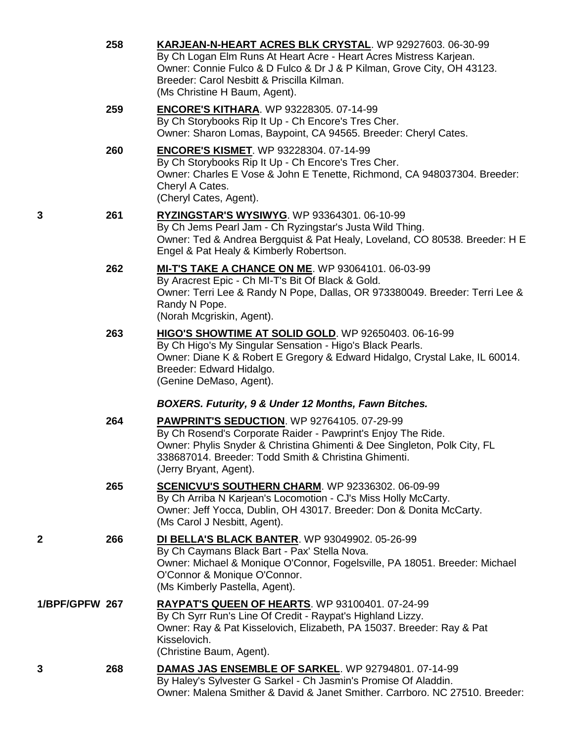258 **KARJEAN-N-HEART ACRES BLK CRYSTAL**. WP 92927603. 06-30-99
By Ch Logan Elm Runs At Heart Acre - Heart Acres Mistress Karjean.
Owner: Connie Fulco & D Fulco & Dr J & P Kilman, Grove City, OH 43123.
Breeder: Carol Nesbitt & Priscilla Kilman.
(Ms Christine H Baum, Agent).

259 **ENCORE'S KITHARA**. WP 93228305. 07-14-99
By Ch Storybooks Rip It Up - Ch Encore's Tres Cher.
Owner: Sharon Lomas, Baypoint, CA 94565. Breeder: Cheryl Cates.

260 **ENCORE'S KISMET**. WP 93228304. 07-14-99
By Ch Storybooks Rip It Up - Ch Encore's Tres Cher.
Owner: Charles E Vose & John E Tenette, Richmond, CA 948037304. Breeder: Cheryl A Cates.
(Cheryl Cates, Agent).

3 261 **RYZINGSTAR'S WYSIWYG**. WP 93364301. 06-10-99
By Ch Jems Pearl Jam - Ch Ryzingstar's Justa Wild Thing.
Owner: Ted & Andrea Bergquist & Pat Healy, Loveland, CO 80538. Breeder: H E Engel & Pat Healy & Kimberly Robertson.

262 **MI-T'S TAKE A CHANCE ON ME**. WP 93064101. 06-03-99
By Aracrest Epic - Ch MI-T's Bit Of Black & Gold.
Owner: Terri Lee & Randy N Pope, Dallas, OR 973380049. Breeder: Terri Lee & Randy N Pope.
(Norah Mcgriskin, Agent).

263 **HIGO'S SHOWTIME AT SOLID GOLD**. WP 92650403. 06-16-99
By Ch Higo's My Singular Sensation - Higo's Black Pearls.
Owner: Diane K & Robert E Gregory & Edward Hidalgo, Crystal Lake, IL 60014.
Breeder: Edward Hidalgo.
(Genine DeMaso, Agent).

***BOXERS. Futurity, 9 & Under 12 Months, Fawn Bitches.***

264 **PAWPRINT'S SEDUCTION**. WP 92764105. 07-29-99
By Ch Rosend's Corporate Raider - Pawprint's Enjoy The Ride.
Owner: Phylis Snyder & Christina Ghimenti & Dee Singleton, Polk City, FL 338687014. Breeder: Todd Smith & Christina Ghimenti.
(Jerry Bryant, Agent).

265 **SCENICVU'S SOUTHERN CHARM**. WP 92336302. 06-09-99
By Ch Arriba N Karjean's Locomotion - CJ's Miss Holly McCarty.
Owner: Jeff Yocca, Dublin, OH 43017. Breeder: Don & Donita McCarty.
(Ms Carol J Nesbitt, Agent).

2 266 **DI BELLA'S BLACK BANTER**. WP 93049902. 05-26-99
By Ch Caymans Black Bart - Pax' Stella Nova.
Owner: Michael & Monique O'Connor, Fogelsville, PA 18051. Breeder: Michael O'Connor & Monique O'Connor.
(Ms Kimberly Pastella, Agent).

1/BPF/GPFW 267 **RAYPAT'S QUEEN OF HEARTS**. WP 93100401. 07-24-99
By Ch Syrr Run's Line Of Credit - Raypat's Highland Lizzy.
Owner: Ray & Pat Kisselovich, Elizabeth, PA 15037. Breeder: Ray & Pat Kisselovich.
(Christine Baum, Agent).

3 268 **DAMAS JAS ENSEMBLE OF SARKEL**. WP 92794801. 07-14-99
By Haley's Sylvester G Sarkel - Ch Jasmin's Promise Of Aladdin.
Owner: Malena Smither & David & Janet Smither. Carrboro. NC 27510. Breeder: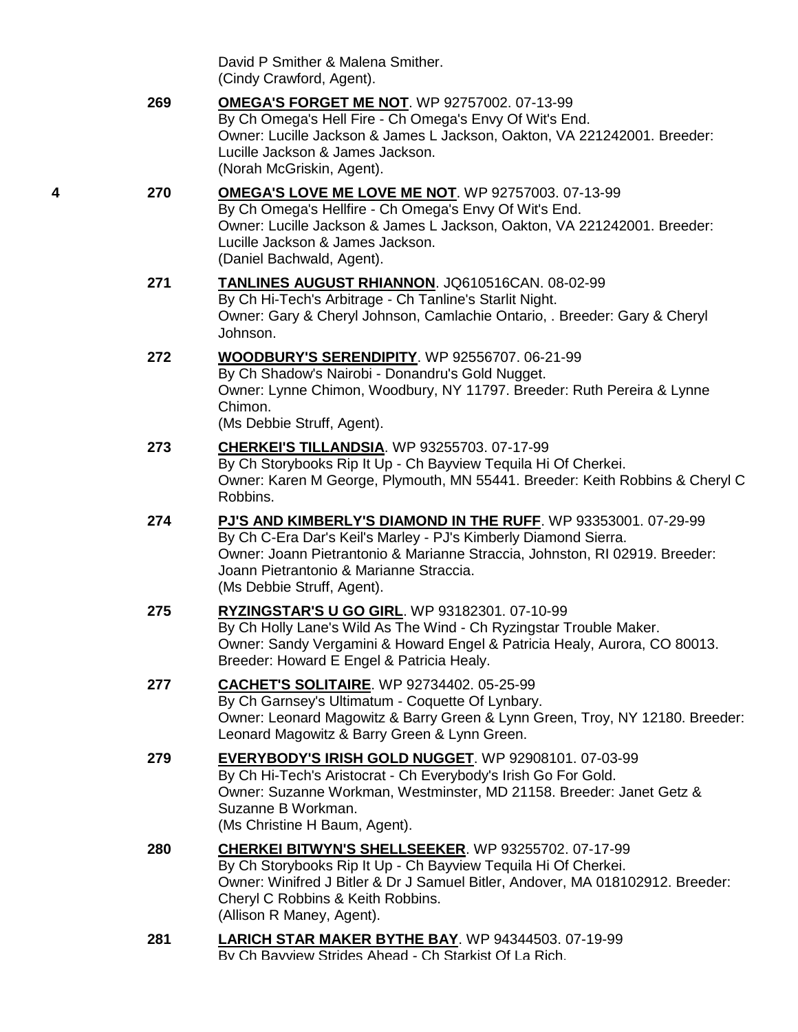David P Smither & Malena Smither.
(Cindy Crawford, Agent).

269 **OMEGA'S FORGET ME NOT**. WP 92757002. 07-13-99
By Ch Omega's Hell Fire - Ch Omega's Envy Of Wit's End.
Owner: Lucille Jackson & James L Jackson, Oakton, VA 221242001. Breeder: Lucille Jackson & James Jackson.
(Norah McGriskin, Agent).

4 270 **OMEGA'S LOVE ME LOVE ME NOT**. WP 92757003. 07-13-99
By Ch Omega's Hellfire - Ch Omega's Envy Of Wit's End.
Owner: Lucille Jackson & James L Jackson, Oakton, VA 221242001. Breeder: Lucille Jackson & James Jackson.
(Daniel Bachwald, Agent).

271 **TANLINES AUGUST RHIANNON**. JQ610516CAN. 08-02-99
By Ch Hi-Tech's Arbitrage - Ch Tanline's Starlit Night.
Owner: Gary & Cheryl Johnson, Camlachie Ontario, . Breeder: Gary & Cheryl Johnson.

272 **WOODBURY'S SERENDIPITY**. WP 92556707. 06-21-99
By Ch Shadow's Nairobi - Donandru's Gold Nugget.
Owner: Lynne Chimon, Woodbury, NY 11797. Breeder: Ruth Pereira & Lynne Chimon.
(Ms Debbie Struff, Agent).

273 **CHERKEI'S TILLANDSIA**. WP 93255703. 07-17-99
By Ch Storybooks Rip It Up - Ch Bayview Tequila Hi Of Cherkei.
Owner: Karen M George, Plymouth, MN 55441. Breeder: Keith Robbins & Cheryl C Robbins.

274 **PJ'S AND KIMBERLY'S DIAMOND IN THE RUFF**. WP 93353001. 07-29-99
By Ch C-Era Dar's Keil's Marley - PJ's Kimberly Diamond Sierra.
Owner: Joann Pietrantonio & Marianne Straccia, Johnston, RI 02919. Breeder: Joann Pietrantonio & Marianne Straccia.
(Ms Debbie Struff, Agent).

275 **RYZINGSTAR'S U GO GIRL**. WP 93182301. 07-10-99
By Ch Holly Lane's Wild As The Wind - Ch Ryzingstar Trouble Maker.
Owner: Sandy Vergamini & Howard Engel & Patricia Healy, Aurora, CO 80013. Breeder: Howard E Engel & Patricia Healy.

277 **CACHET'S SOLITAIRE**. WP 92734402. 05-25-99
By Ch Garnsey's Ultimatum - Coquette Of Lynbary.
Owner: Leonard Magowitz & Barry Green & Lynn Green, Troy, NY 12180. Breeder: Leonard Magowitz & Barry Green & Lynn Green.

279 **EVERYBODY'S IRISH GOLD NUGGET**. WP 92908101. 07-03-99
By Ch Hi-Tech's Aristocrat - Ch Everybody's Irish Go For Gold.
Owner: Suzanne Workman, Westminster, MD 21158. Breeder: Janet Getz & Suzanne B Workman.
(Ms Christine H Baum, Agent).

280 **CHERKEI BITWYN'S SHELLSEEKER**. WP 93255702. 07-17-99
By Ch Storybooks Rip It Up - Ch Bayview Tequila Hi Of Cherkei.
Owner: Winifred J Bitler & Dr J Samuel Bitler, Andover, MA 018102912. Breeder: Cheryl C Robbins & Keith Robbins.
(Allison R Maney, Agent).

281 **LARICH STAR MAKER BYTHE BAY**. WP 94344503. 07-19-99
By Ch Bayview Strides Ahead - Ch Starkist Of La Rich.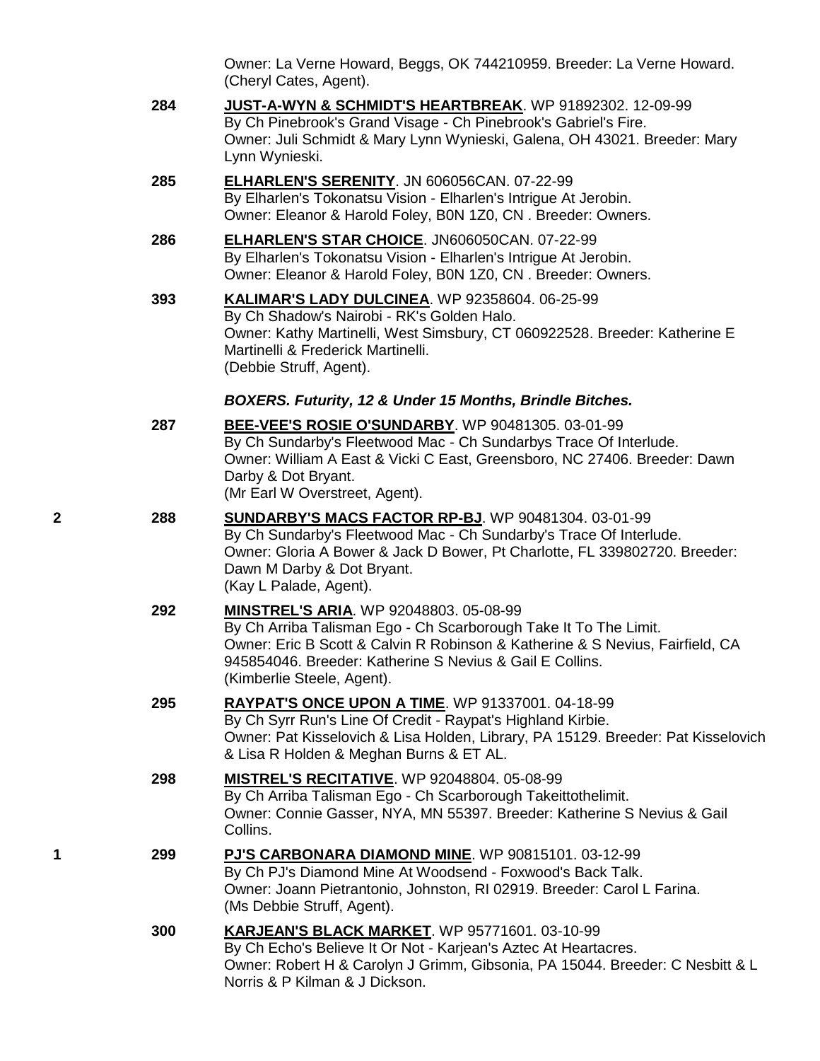Owner: La Verne Howard, Beggs, OK 744210959. Breeder: La Verne Howard. (Cheryl Cates, Agent).

**284** **JUST-A-WYN & SCHMIDT'S HEARTBREAK**. WP 91892302. 12-09-99
By Ch Pinebrook's Grand Visage - Ch Pinebrook's Gabriel's Fire.
Owner: Juli Schmidt & Mary Lynn Wynieski, Galena, OH 43021. Breeder: Mary Lynn Wynieski.

**285** **ELHARLEN'S SERENITY**. JN 606056CAN. 07-22-99
By Elharlen's Tokonatsu Vision - Elharlen's Intrigue At Jerobin.
Owner: Eleanor & Harold Foley, B0N 1Z0, CN . Breeder: Owners.

**286** **ELHARLEN'S STAR CHOICE**. JN606050CAN. 07-22-99
By Elharlen's Tokonatsu Vision - Elharlen's Intrigue At Jerobin.
Owner: Eleanor & Harold Foley, B0N 1Z0, CN . Breeder: Owners.

**393** **KALIMAR'S LADY DULCINEA**. WP 92358604. 06-25-99
By Ch Shadow's Nairobi - RK's Golden Halo.
Owner: Kathy Martinelli, West Simsbury, CT 060922528. Breeder: Katherine E Martinelli & Frederick Martinelli.
(Debbie Struff, Agent).

***BOXERS. Futurity, 12 & Under 15 Months, Brindle Bitches.***

**287** **BEE-VEE'S ROSIE O'SUNDARBY**. WP 90481305. 03-01-99
By Ch Sundarby's Fleetwood Mac - Ch Sundarbys Trace Of Interlude.
Owner: William A East & Vicki C East, Greensboro, NC 27406. Breeder: Dawn Darby & Dot Bryant.
(Mr Earl W Overstreet, Agent).

2 **288** **SUNDARBY'S MACS FACTOR RP-BJ**. WP 90481304. 03-01-99
By Ch Sundarby's Fleetwood Mac - Ch Sundarby's Trace Of Interlude.
Owner: Gloria A Bower & Jack D Bower, Pt Charlotte, FL 339802720. Breeder: Dawn M Darby & Dot Bryant.
(Kay L Palade, Agent).

**292** **MINSTREL'S ARIA**. WP 92048803. 05-08-99
By Ch Arriba Talisman Ego - Ch Scarborough Take It To The Limit.
Owner: Eric B Scott & Calvin R Robinson & Katherine & S Nevius, Fairfield, CA 945854046. Breeder: Katherine S Nevius & Gail E Collins.
(Kimberlie Steele, Agent).

**295** **RAYPAT'S ONCE UPON A TIME**. WP 91337001. 04-18-99
By Ch Syrr Run's Line Of Credit - Raypat's Highland Kirbie.
Owner: Pat Kisselovich & Lisa Holden, Library, PA 15129. Breeder: Pat Kisselovich & Lisa R Holden & Meghan Burns & ET AL.

**298** **MISTREL'S RECITATIVE**. WP 92048804. 05-08-99
By Ch Arriba Talisman Ego - Ch Scarborough Takeittothelimit.
Owner: Connie Gasser, NYA, MN 55397. Breeder: Katherine S Nevius & Gail Collins.

1 **299** **PJ'S CARBONARA DIAMOND MINE**. WP 90815101. 03-12-99
By Ch PJ's Diamond Mine At Woodsend - Foxwood's Back Talk.
Owner: Joann Pietrantonio, Johnston, RI 02919. Breeder: Carol L Farina.
(Ms Debbie Struff, Agent).

**300** **KARJEAN'S BLACK MARKET**. WP 95771601. 03-10-99
By Ch Echo's Believe It Or Not - Karjean's Aztec At Heartacres.
Owner: Robert H & Carolyn J Grimm, Gibsonia, PA 15044. Breeder: C Nesbitt & L Norris & P Kilman & J Dickson.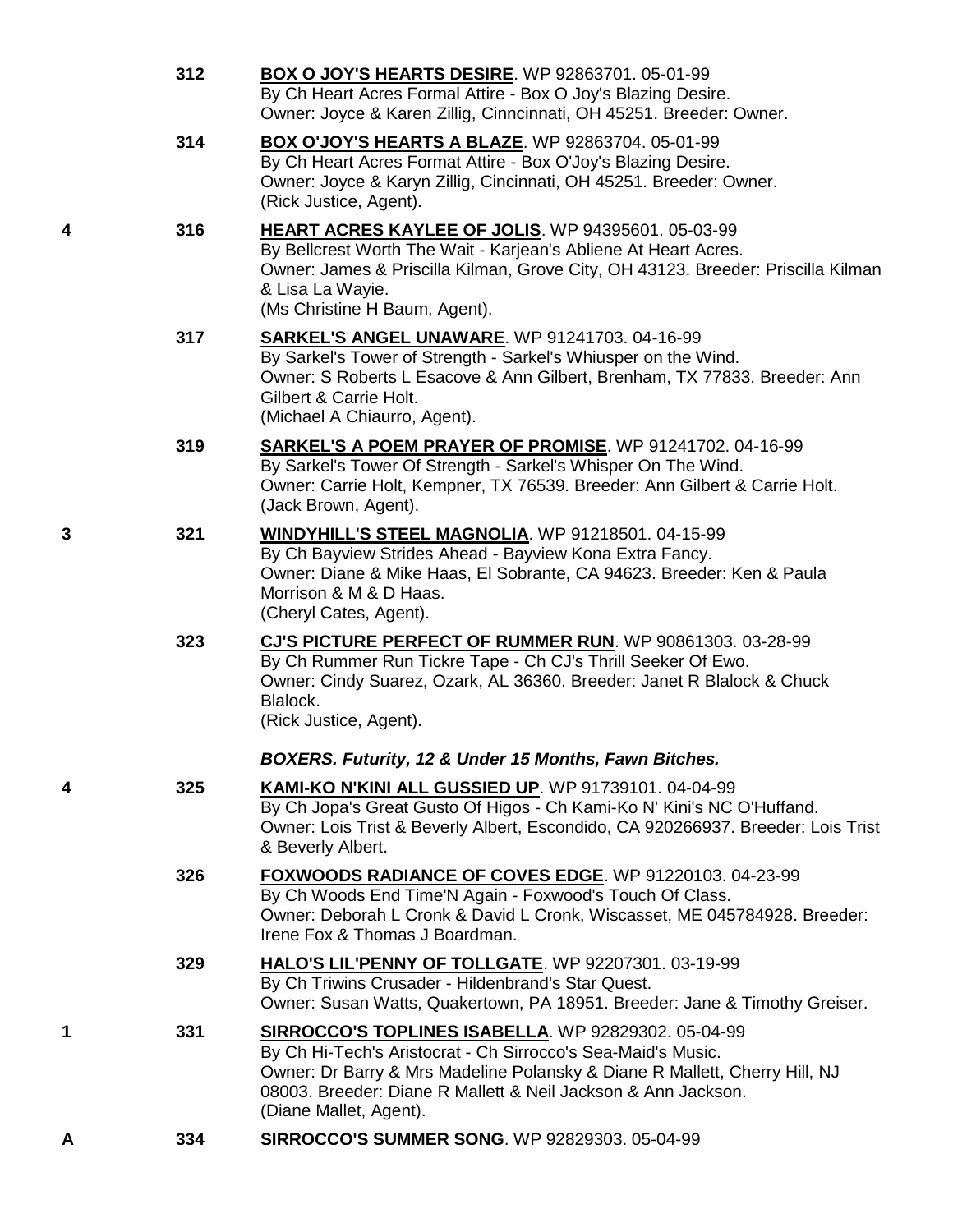312 **BOX O JOY'S HEARTS DESIRE**. WP 92863701. 05-01-99
By Ch Heart Acres Formal Attire - Box O Joy's Blazing Desire.
Owner: Joyce & Karen Zillig, Cinncinnati, OH 45251. Breeder: Owner.

314 **BOX O'JOY'S HEARTS A BLAZE**. WP 92863704. 05-01-99
By Ch Heart Acres Format Attire - Box O'Joy's Blazing Desire.
Owner: Joyce & Karyn Zillig, Cincinnati, OH 45251. Breeder: Owner.
(Rick Justice, Agent).

4 316 **HEART ACRES KAYLEE OF JOLIS**. WP 94395601. 05-03-99
By Bellcrest Worth The Wait - Karjean's Abliene At Heart Acres.
Owner: James & Priscilla Kilman, Grove City, OH 43123. Breeder: Priscilla Kilman & Lisa La Wayie.
(Ms Christine H Baum, Agent).

317 **SARKEL'S ANGEL UNAWARE**. WP 91241703. 04-16-99
By Sarkel's Tower of Strength - Sarkel's Whiusper on the Wind.
Owner: S Roberts L Esacove & Ann Gilbert, Brenham, TX 77833. Breeder: Ann Gilbert & Carrie Holt.
(Michael A Chiaurro, Agent).

319 **SARKEL'S A POEM PRAYER OF PROMISE**. WP 91241702. 04-16-99
By Sarkel's Tower Of Strength - Sarkel's Whisper On The Wind.
Owner: Carrie Holt, Kempner, TX 76539. Breeder: Ann Gilbert & Carrie Holt.
(Jack Brown, Agent).

3 321 **WINDYHILL'S STEEL MAGNOLIA**. WP 91218501. 04-15-99
By Ch Bayview Strides Ahead - Bayview Kona Extra Fancy.
Owner: Diane & Mike Haas, El Sobrante, CA 94623. Breeder: Ken & Paula Morrison & M & D Haas.
(Cheryl Cates, Agent).

323 **CJ'S PICTURE PERFECT OF RUMMER RUN**. WP 90861303. 03-28-99
By Ch Rummer Run Tickre Tape - Ch CJ's Thrill Seeker Of Ewo.
Owner: Cindy Suarez, Ozark, AL 36360. Breeder: Janet R Blalock & Chuck Blalock.
(Rick Justice, Agent).

***BOXERS. Futurity, 12 & Under 15 Months, Fawn Bitches.***

4 325 **KAMI-KO N'KINI ALL GUSSIED UP**. WP 91739101. 04-04-99
By Ch Jopa's Great Gusto Of Higos - Ch Kami-Ko N' Kini's NC O'Huffand.
Owner: Lois Trist & Beverly Albert, Escondido, CA 920266937. Breeder: Lois Trist & Beverly Albert.

326 **FOXWOODS RADIANCE OF COVES EDGE**. WP 91220103. 04-23-99
By Ch Woods End Time'N Again - Foxwood's Touch Of Class.
Owner: Deborah L Cronk & David L Cronk, Wiscasset, ME 045784928. Breeder: Irene Fox & Thomas J Boardman.

329 **HALO'S LIL'PENNY OF TOLLGATE**. WP 92207301. 03-19-99
By Ch Triwins Crusader - Hildenbrand's Star Quest.
Owner: Susan Watts, Quakertown, PA 18951. Breeder: Jane & Timothy Greiser.

1 331 **SIRROCCO'S TOPLINES ISABELLA**. WP 92829302. 05-04-99
By Ch Hi-Tech's Aristocrat - Ch Sirrocco's Sea-Maid's Music.
Owner: Dr Barry & Mrs Madeline Polansky & Diane R Mallett, Cherry Hill, NJ 08003. Breeder: Diane R Mallett & Neil Jackson & Ann Jackson.
(Diane Mallet, Agent).

A 334 **SIRROCCO'S SUMMER SONG**. WP 92829303. 05-04-99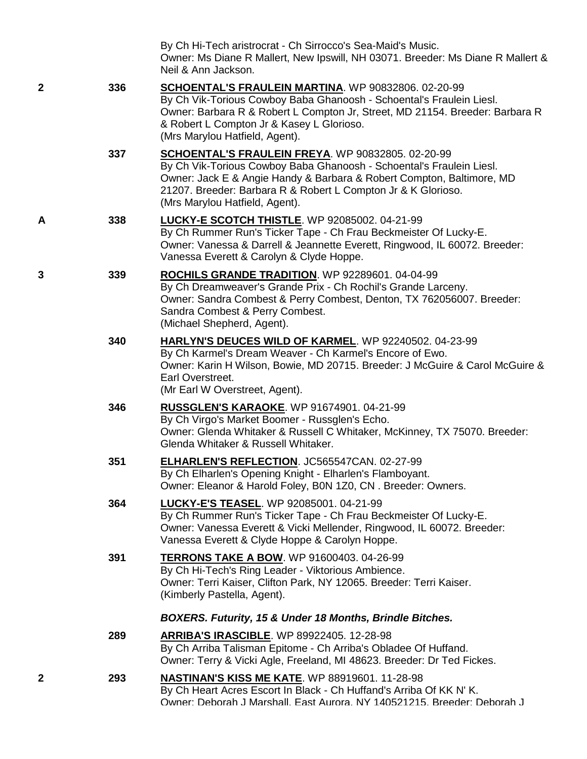By Ch Hi-Tech aristrocrat - Ch Sirrocco's Sea-Maid's Music.
Owner: Ms Diane R Mallert, New Ipswill, NH 03071. Breeder: Ms Diane R Mallert & Neil & Ann Jackson.

**2** 336 **SCHOENTAL'S FRAULEIN MARTINA**. WP 90832806. 02-20-99
By Ch Vik-Torious Cowboy Baba Ghanoosh - Schoental's Fraulein Liesl.
Owner: Barbara R & Robert L Compton Jr, Street, MD 21154. Breeder: Barbara R & Robert L Compton Jr & Kasey L Glorioso.
(Mrs Marylou Hatfield, Agent).

337 **SCHOENTAL'S FRAULEIN FREYA**. WP 90832805. 02-20-99
By Ch Vik-Torious Cowboy Baba Ghanoosh - Schoental's Fraulein Liesl.
Owner: Jack E & Angie Handy & Barbara & Robert Compton, Baltimore, MD 21207. Breeder: Barbara R & Robert L Compton Jr & K Glorioso.
(Mrs Marylou Hatfield, Agent).

**A** 338 **LUCKY-E SCOTCH THISTLE**. WP 92085002. 04-21-99
By Ch Rummer Run's Ticker Tape - Ch Frau Beckmeister Of Lucky-E.
Owner: Vanessa & Darrell & Jeannette Everett, Ringwood, IL 60072. Breeder: Vanessa Everett & Carolyn & Clyde Hoppe.

**3** 339 **ROCHILS GRANDE TRADITION**. WP 92289601. 04-04-99
By Ch Dreamweaver's Grande Prix - Ch Rochil's Grande Larceny.
Owner: Sandra Combest & Perry Combest, Denton, TX 762056007. Breeder: Sandra Combest & Perry Combest.
(Michael Shepherd, Agent).

340 **HARLYN'S DEUCES WILD OF KARMEL**. WP 92240502. 04-23-99
By Ch Karmel's Dream Weaver - Ch Karmel's Encore of Ewo.
Owner: Karin H Wilson, Bowie, MD 20715. Breeder: J McGuire & Carol McGuire & Earl Overstreet.
(Mr Earl W Overstreet, Agent).

346 **RUSSGLEN'S KARAOKE**. WP 91674901. 04-21-99
By Ch Virgo's Market Boomer - Russglen's Echo.
Owner: Glenda Whitaker & Russell C Whitaker, McKinney, TX 75070. Breeder: Glenda Whitaker & Russell Whitaker.

351 **ELHARLEN'S REFLECTION**. JC565547CAN. 02-27-99
By Ch Elharlen's Opening Knight - Elharlen's Flamboyant.
Owner: Eleanor & Harold Foley, B0N 1Z0, CN . Breeder: Owners.

364 **LUCKY-E'S TEASEL**. WP 92085001. 04-21-99
By Ch Rummer Run's Ticker Tape - Ch Frau Beckmeister Of Lucky-E.
Owner: Vanessa Everett & Vicki Mellender, Ringwood, IL 60072. Breeder: Vanessa Everett & Clyde Hoppe & Carolyn Hoppe.

391 **TERRONS TAKE A BOW**. WP 91600403. 04-26-99
By Ch Hi-Tech's Ring Leader - Viktorious Ambience.
Owner: Terri Kaiser, Clifton Park, NY 12065. Breeder: Terri Kaiser.
(Kimberly Pastella, Agent).

***BOXERS. Futurity, 15 & Under 18 Months, Brindle Bitches.***

289 **ARRIBA'S IRASCIBLE**. WP 89922405. 12-28-98
By Ch Arriba Talisman Epitome - Ch Arriba's Obladee Of Huffand.
Owner: Terry & Vicki Agle, Freeland, MI 48623. Breeder: Dr Ted Fickes.

**2** 293 **NASTINAN'S KISS ME KATE**. WP 88919601. 11-28-98
By Ch Heart Acres Escort In Black - Ch Huffand's Arriba Of KK N' K.
Owner: Deborah J Marshall, East Aurora, NY 140521215. Breeder: Deborah J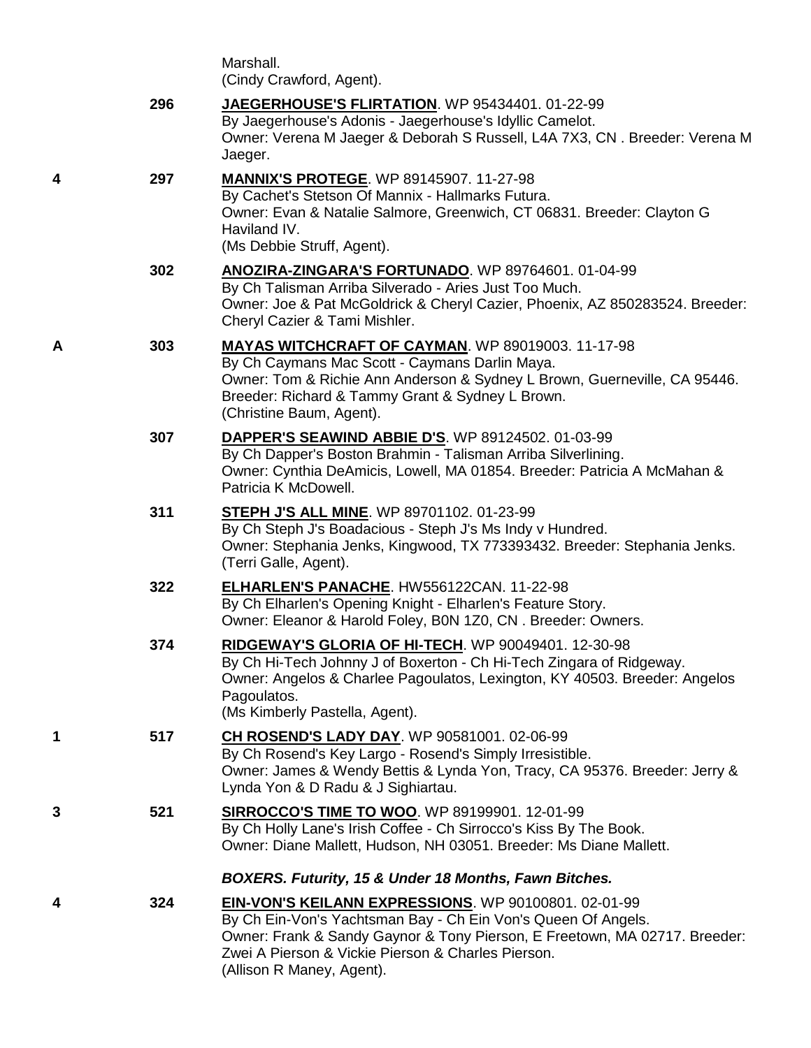Marshall.
(Cindy Crawford, Agent).

296 **JAEGERHOUSE'S FLIRTATION**. WP 95434401. 01-22-99
By Jaegerhouse's Adonis - Jaegerhouse's Idyllic Camelot.
Owner: Verena M Jaeger & Deborah S Russell, L4A 7X3, CN . Breeder: Verena M Jaeger.

4 297 **MANNIX'S PROTEGE**. WP 89145907. 11-27-98
By Cachet's Stetson Of Mannix - Hallmarks Futura.
Owner: Evan & Natalie Salmore, Greenwich, CT 06831. Breeder: Clayton G Haviland IV.
(Ms Debbie Struff, Agent).

302 **ANOZIRA-ZINGARA'S FORTUNADO**. WP 89764601. 01-04-99
By Ch Talisman Arriba Silverado - Aries Just Too Much.
Owner: Joe & Pat McGoldrick & Cheryl Cazier, Phoenix, AZ 850283524. Breeder: Cheryl Cazier & Tami Mishler.

A 303 **MAYAS WITCHCRAFT OF CAYMAN**. WP 89019003. 11-17-98
By Ch Caymans Mac Scott - Caymans Darlin Maya.
Owner: Tom & Richie Ann Anderson & Sydney L Brown, Guerneville, CA 95446. Breeder: Richard & Tammy Grant & Sydney L Brown.
(Christine Baum, Agent).

307 **DAPPER'S SEAWIND ABBIE D'S**. WP 89124502. 01-03-99
By Ch Dapper's Boston Brahmin - Talisman Arriba Silverlining.
Owner: Cynthia DeAmicis, Lowell, MA 01854. Breeder: Patricia A McMahan & Patricia K McDowell.

311 **STEPH J'S ALL MINE**. WP 89701102. 01-23-99
By Ch Steph J's Boadacious - Steph J's Ms Indy v Hundred.
Owner: Stephania Jenks, Kingwood, TX 773393432. Breeder: Stephania Jenks.
(Terri Galle, Agent).

322 **ELHARLEN'S PANACHE**. HW556122CAN. 11-22-98
By Ch Elharlen's Opening Knight - Elharlen's Feature Story.
Owner: Eleanor & Harold Foley, B0N 1Z0, CN . Breeder: Owners.

374 **RIDGEWAY'S GLORIA OF HI-TECH**. WP 90049401. 12-30-98
By Ch Hi-Tech Johnny J of Boxerton - Ch Hi-Tech Zingara of Ridgeway.
Owner: Angelos & Charlee Pagoulatos, Lexington, KY 40503. Breeder: Angelos Pagoulatos.
(Ms Kimberly Pastella, Agent).

1 517 **CH ROSEND'S LADY DAY**. WP 90581001. 02-06-99
By Ch Rosend's Key Largo - Rosend's Simply Irresistible.
Owner: James & Wendy Bettis & Lynda Yon, Tracy, CA 95376. Breeder: Jerry & Lynda Yon & D Radu & J Sighiartau.

3 521 **SIRROCCO'S TIME TO WOO**. WP 89199901. 12-01-99
By Ch Holly Lane's Irish Coffee - Ch Sirrocco's Kiss By The Book.
Owner: Diane Mallett, Hudson, NH 03051. Breeder: Ms Diane Mallett.

***BOXERS. Futurity, 15 & Under 18 Months, Fawn Bitches.***

4 324 **EIN-VON'S KEILANN EXPRESSIONS**. WP 90100801. 02-01-99
By Ch Ein-Von's Yachtsman Bay - Ch Ein Von's Queen Of Angels.
Owner: Frank & Sandy Gaynor & Tony Pierson, E Freetown, MA 02717. Breeder: Zwei A Pierson & Vickie Pierson & Charles Pierson.
(Allison R Maney, Agent).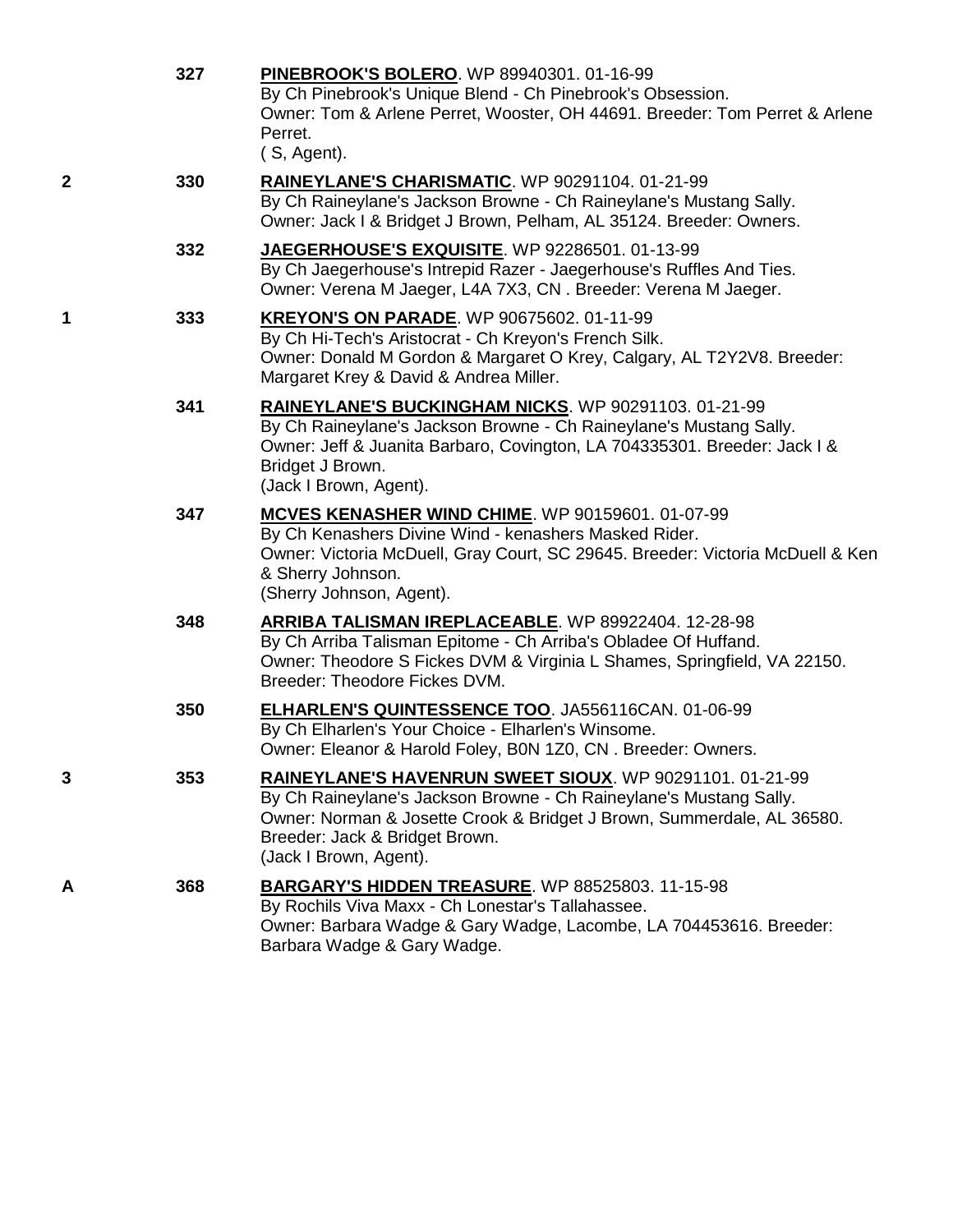| | | |
|---|---|---|
| | 327 | **PINEBROOK'S BOLERO**. WP 89940301. 01-16-99<br>By Ch Pinebrook's Unique Blend - Ch Pinebrook's Obsession.<br>Owner: Tom & Arlene Perret, Wooster, OH 44691. Breeder: Tom Perret & Arlene Perret.<br>( S, Agent). |
| 2 | 330 | **RAINEYLANE'S CHARISMATIC**. WP 90291104. 01-21-99<br>By Ch Raineylane's Jackson Browne - Ch Raineylane's Mustang Sally.<br>Owner: Jack I & Bridget J Brown, Pelham, AL 35124. Breeder: Owners. |
| | 332 | **JAEGERHOUSE'S EXQUISITE**. WP 92286501. 01-13-99<br>By Ch Jaegerhouse's Intrepid Razer - Jaegerhouse's Ruffles And Ties.<br>Owner: Verena M Jaeger, L4A 7X3, CN . Breeder: Verena M Jaeger. |
| 1 | 333 | **KREYON'S ON PARADE**. WP 90675602. 01-11-99<br>By Ch Hi-Tech's Aristocrat - Ch Kreyon's French Silk.<br>Owner: Donald M Gordon & Margaret O Krey, Calgary, AL T2Y2V8. Breeder: Margaret Krey & David & Andrea Miller. |
| | 341 | **RAINEYLANE'S BUCKINGHAM NICKS**. WP 90291103. 01-21-99<br>By Ch Raineylane's Jackson Browne - Ch Raineylane's Mustang Sally.<br>Owner: Jeff & Juanita Barbaro, Covington, LA 704335301. Breeder: Jack I & Bridget J Brown.<br>(Jack I Brown, Agent). |
| | 347 | **MCVES KENASHER WIND CHIME**. WP 90159601. 01-07-99<br>By Ch Kenashers Divine Wind - kenashers Masked Rider.<br>Owner: Victoria McDuell, Gray Court, SC 29645. Breeder: Victoria McDuell & Ken & Sherry Johnson.<br>(Sherry Johnson, Agent). |
| | 348 | **ARRIBA TALISMAN IREPLACEABLE**. WP 89922404. 12-28-98<br>By Ch Arriba Talisman Epitome - Ch Arriba's Obladee Of Huffand.<br>Owner: Theodore S Fickes DVM & Virginia L Shames, Springfield, VA 22150. Breeder: Theodore Fickes DVM. |
| | 350 | **ELHARLEN'S QUINTESSENCE TOO**. JA556116CAN. 01-06-99<br>By Ch Elharlen's Your Choice - Elharlen's Winsome.<br>Owner: Eleanor & Harold Foley, B0N 1Z0, CN . Breeder: Owners. |
| 3 | 353 | **RAINEYLANE'S HAVENRUN SWEET SIOUX**. WP 90291101. 01-21-99<br>By Ch Raineylane's Jackson Browne - Ch Raineylane's Mustang Sally.<br>Owner: Norman & Josette Crook & Bridget J Brown, Summerdale, AL 36580. Breeder: Jack & Bridget Brown.<br>(Jack I Brown, Agent). |
| A | 368 | **BARGARY'S HIDDEN TREASURE**. WP 88525803. 11-15-98<br>By Rochils Viva Maxx - Ch Lonestar's Tallahassee.<br>Owner: Barbara Wadge & Gary Wadge, Lacombe, LA 704453616. Breeder: Barbara Wadge & Gary Wadge. |